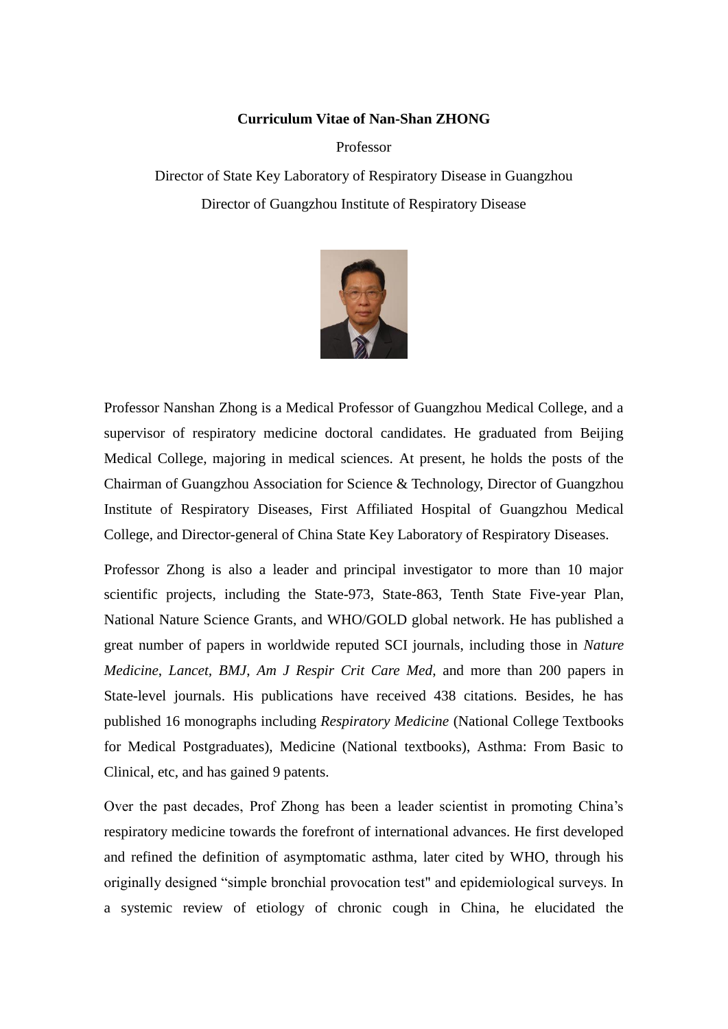# Curriculum Vitae of Nan-Shan ZHONG

Professor

Director of State Key Laboratory of Respiratory Disease in Guangzhou

Director of Guangzhou Institute of Respiratory Disease

Professor Nanshan Zhong is a Medical Professor of Guangzhou Medical College, and a supervisor of respiratory medicine doctoral candidates. He graduated from Beijing Medical College, majoring in medical sciences. At present, he holds the posts of the Chairman of Guangzhou Association for Science & Technology, Director of Guangzhou Institute of Respiratory Diseases, First Affiliated Hospital of Guangzhou Medical College, and Director-general of China State Key Laboratory of Respiratory Diseases.

Professor Zhong is also a leader and principal investigator to more than 10 major scientific projects, including the State-973, State-863, Tenth State Five-year Plan, National Nature Science Grants, and WHO/GOLD global network. He has published a great number of papers in worldwide reputed SCI journals, including those in *Nature Medicine*, *Lancet*, *BMJ*, *Am J Respir Crit Care Med*, and more than 200 papers in State-level journals. His publications have received 438 citations. Besides, he has published 16 monographs including *Respiratory Medicine* (National College Textbooks for Medical Postgraduates), Medicine (National textbooks), Asthma: From Basic to Clinical, etc, and has gained 9 patents.

Over the past decades, Prof Zhong has been a leader scientist in promoting China's respiratory medicine towards the forefront of international advances. He first developed and refined the definition of asymptomatic asthma, later cited by WHO, through his originally designed "simple bronchial provocation test" and epidemiological surveys. In a systemic review of etiology of chronic cough in China, he elucidated the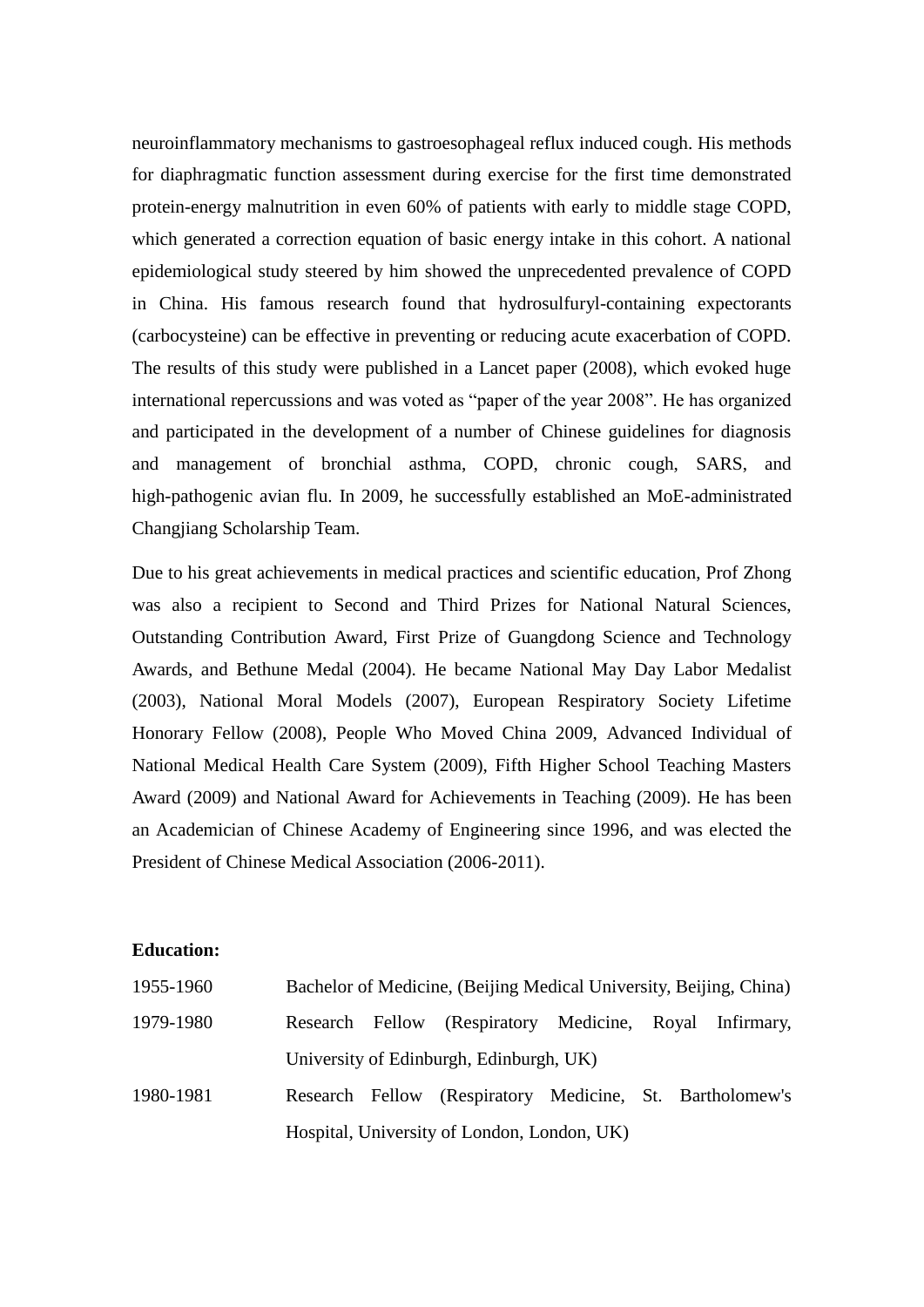neuroinflammatory mechanisms to gastroesophageal reflux induced cough. His methods for diaphragmatic function assessment during exercise for the first time demonstrated protein-energy malnutrition in even 60% of patients with early to middle stage COPD, which generated a correction equation of basic energy intake in this cohort. A national epidemiological study steered by him showed the unprecedented prevalence of COPD in China. His famous research found that hydrosulfuryl-containing expectorants (carbocysteine) can be effective in preventing or reducing acute exacerbation of COPD. The results of this study were published in a Lancet paper (2008), which evoked huge international repercussions and was voted as "paper of the year 2008". He has organized and participated in the development of a number of Chinese guidelines for diagnosis and management of bronchial asthma, COPD, chronic cough, SARS, and high-pathogenic avian flu. In 2009, he successfully established an MoE-administrated Changjiang Scholarship Team.

Due to his great achievements in medical practices and scientific education, Prof Zhong was also a recipient to Second and Third Prizes for National Natural Sciences, Outstanding Contribution Award, First Prize of Guangdong Science and Technology Awards, and Bethune Medal (2004). He became National May Day Labor Medalist (2003), National Moral Models (2007), European Respiratory Society Lifetime Honorary Fellow (2008), People Who Moved China 2009, Advanced Individual of National Medical Health Care System (2009), Fifth Higher School Teaching Masters Award (2009) and National Award for Achievements in Teaching (2009). He has been an Academician of Chinese Academy of Engineering since 1996, and was elected the President of Chinese Medical Association (2006-2011).

**Education:**

| | |
|---|---|
| 1955-1960 | Bachelor of Medicine, (Beijing Medical University, Beijing, China) |
| 1979-1980 | Research Fellow (Respiratory Medicine, Royal Infirmary, University of Edinburgh, Edinburgh, UK) |
| 1980-1981 | Research Fellow (Respiratory Medicine, St. Bartholomew's Hospital, University of London, London, UK) |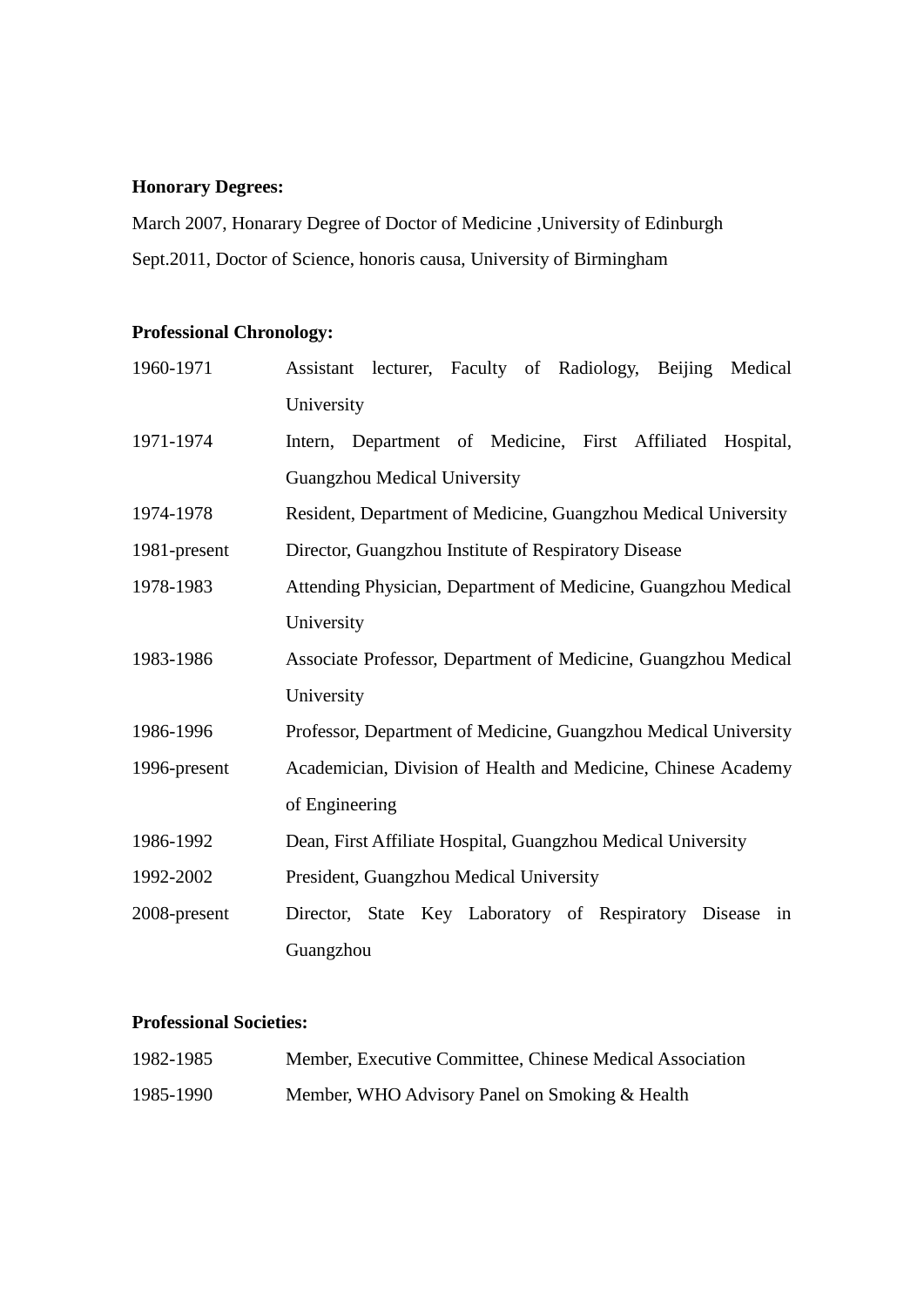**Honorary Degrees:**

March 2007, Honarary Degree of Doctor of Medicine ,University of Edinburgh

Sept.2011, Doctor of Science, honoris causa, University of Birmingham

**Professional Chronology:**

| | |
|---|---|
| 1960-1971 | Assistant lecturer, Faculty of Radiology, Beijing Medical University |
| 1971-1974 | Intern, Department of Medicine, First Affiliated Hospital, Guangzhou Medical University |
| 1974-1978 | Resident, Department of Medicine, Guangzhou Medical University |
| 1981-present | Director, Guangzhou Institute of Respiratory Disease |
| 1978-1983 | Attending Physician, Department of Medicine, Guangzhou Medical University |
| 1983-1986 | Associate Professor, Department of Medicine, Guangzhou Medical University |
| 1986-1996 | Professor, Department of Medicine, Guangzhou Medical University |
| 1996-present | Academician, Division of Health and Medicine, Chinese Academy of Engineering |
| 1986-1992 | Dean, First Affiliate Hospital, Guangzhou Medical University |
| 1992-2002 | President, Guangzhou Medical University |
| 2008-present | Director, State Key Laboratory of Respiratory Disease in Guangzhou |

**Professional Societies:**

| | |
|---|---|
| 1982-1985 | Member, Executive Committee, Chinese Medical Association |
| 1985-1990 | Member, WHO Advisory Panel on Smoking & Health |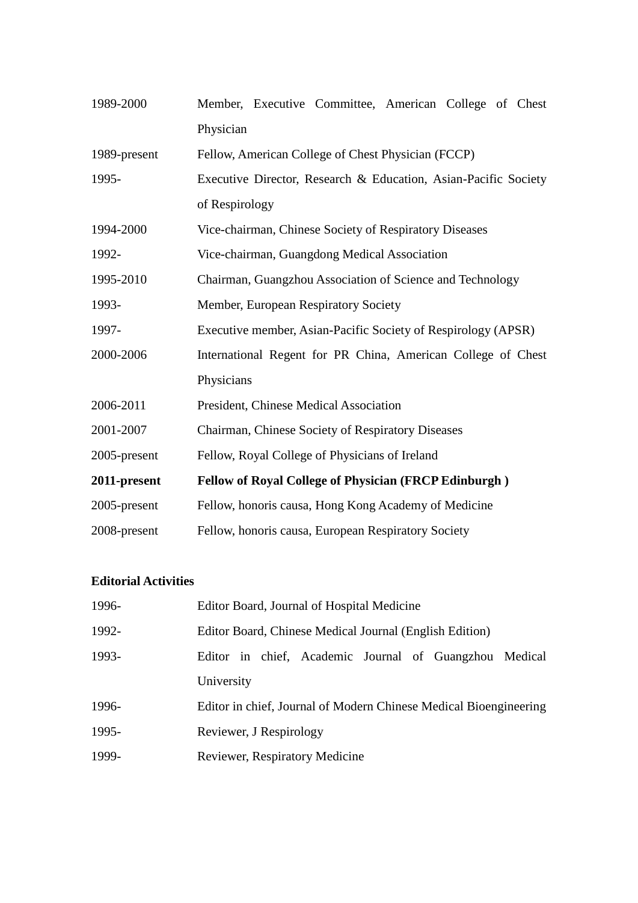| | |
|---|---|
| 1989-2000 | Member, Executive Committee, American College of Chest Physician |
| 1989-present | Fellow, American College of Chest Physician (FCCP) |
| 1995- | Executive Director, Research & Education, Asian-Pacific Society of Respirology |
| 1994-2000 | Vice-chairman, Chinese Society of Respiratory Diseases |
| 1992- | Vice-chairman, Guangdong Medical Association |
| 1995-2010 | Chairman, Guangzhou Association of Science and Technology |
| 1993- | Member, European Respiratory Society |
| 1997- | Executive member, Asian-Pacific Society of Respirology (APSR) |
| 2000-2006 | International Regent for PR China, American College of Chest Physicians |
| 2006-2011 | President, Chinese Medical Association |
| 2001-2007 | Chairman, Chinese Society of Respiratory Diseases |
| 2005-present | Fellow, Royal College of Physicians of Ireland |
| **2011-present** | **Fellow of Royal College of Physician (FRCP Edinburgh )** |
| 2005-present | Fellow, honoris causa, Hong Kong Academy of Medicine |
| 2008-present | Fellow, honoris causa, European Respiratory Society |

**Editorial Activities**

| | |
|---|---|
| 1996- | Editor Board, Journal of Hospital Medicine |
| 1992- | Editor Board, Chinese Medical Journal (English Edition) |
| 1993- | Editor in chief, Academic Journal of Guangzhou Medical University |
| 1996- | Editor in chief, Journal of Modern Chinese Medical Bioengineering |
| 1995- | Reviewer, J Respirology |
| 1999- | Reviewer, Respiratory Medicine |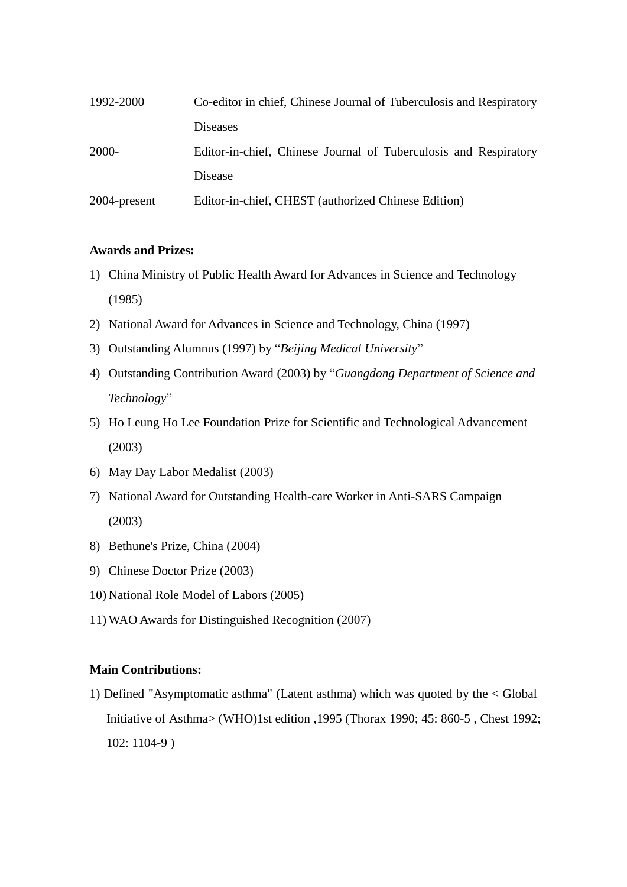| | |
|---|---|
| 1992-2000 | Co-editor in chief, Chinese Journal of Tuberculosis and Respiratory Diseases |
| 2000- | Editor-in-chief, Chinese Journal of Tuberculosis and Respiratory Disease |
| 2004-present | Editor-in-chief, CHEST (authorized Chinese Edition) |

**Awards and Prizes:**

1) China Ministry of Public Health Award for Advances in Science and Technology (1985)
2) National Award for Advances in Science and Technology, China (1997)
3) Outstanding Alumnus (1997) by "*Beijing Medical University*"
4) Outstanding Contribution Award (2003) by "*Guangdong Department of Science and Technology*"
5) Ho Leung Ho Lee Foundation Prize for Scientific and Technological Advancement (2003)
6) May Day Labor Medalist (2003)
7) National Award for Outstanding Health-care Worker in Anti-SARS Campaign (2003)
8) Bethune's Prize, China (2004)
9) Chinese Doctor Prize (2003)
10) National Role Model of Labors (2005)
11) WAO Awards for Distinguished Recognition (2007)

**Main Contributions:**

1) Defined "Asymptomatic asthma" (Latent asthma) which was quoted by the < Global Initiative of Asthma> (WHO)1st edition ,1995 (Thorax 1990; 45: 860-5 , Chest 1992; 102: 1104-9 )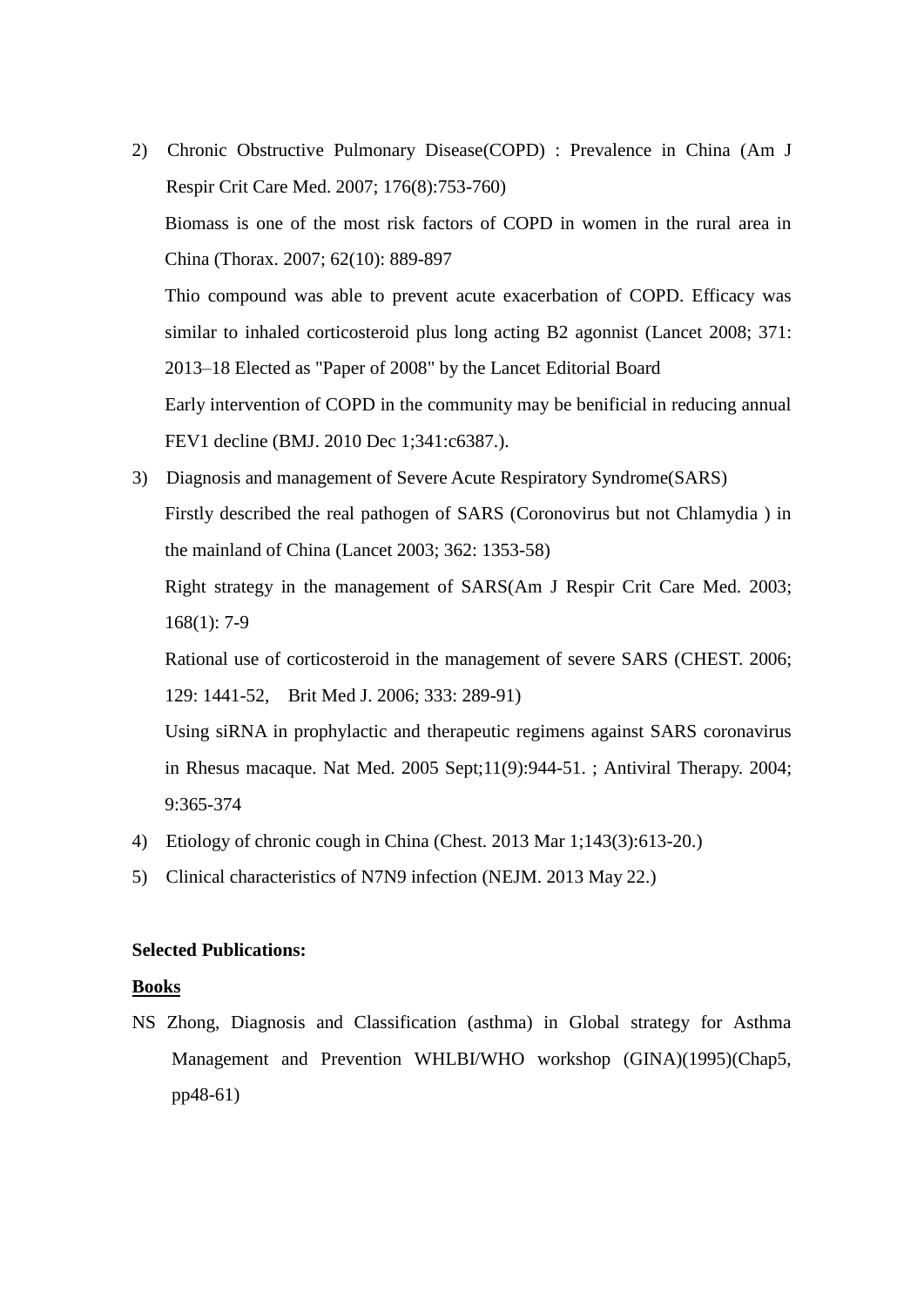2) Chronic Obstructive Pulmonary Disease(COPD) : Prevalence in China (Am J Respir Crit Care Med. 2007; 176(8):753-760)

   Biomass is one of the most risk factors of COPD in women in the rural area in China (Thorax. 2007; 62(10): 889-897

   Thio compound was able to prevent acute exacerbation of COPD. Efficacy was similar to inhaled corticosteroid plus long acting B2 agonnist (Lancet 2008; 371: 2013–18 Elected as "Paper of 2008" by the Lancet Editorial Board

   Early intervention of COPD in the community may be benificial in reducing annual FEV1 decline (BMJ. 2010 Dec 1;341:c6387.).

3) Diagnosis and management of Severe Acute Respiratory Syndrome(SARS)

   Firstly described the real pathogen of SARS (Coronovirus but not Chlamydia ) in the mainland of China (Lancet 2003; 362: 1353-58)

   Right strategy in the management of SARS(Am J Respir Crit Care Med. 2003; 168(1): 7-9

   Rational use of corticosteroid in the management of severe SARS (CHEST. 2006; 129: 1441-52, Brit Med J. 2006; 333: 289-91)

   Using siRNA in prophylactic and therapeutic regimens against SARS coronavirus in Rhesus macaque. Nat Med. 2005 Sept;11(9):944-51. ; Antiviral Therapy. 2004; 9:365-374

4) Etiology of chronic cough in China (Chest. 2013 Mar 1;143(3):613-20.)

5) Clinical characteristics of N7N9 infection (NEJM. 2013 May 22.)

**Selected Publications:**

**Books**

NS Zhong, Diagnosis and Classification (asthma) in Global strategy for Asthma Management and Prevention WHLBI/WHO workshop (GINA)(1995)(Chap5, pp48-61)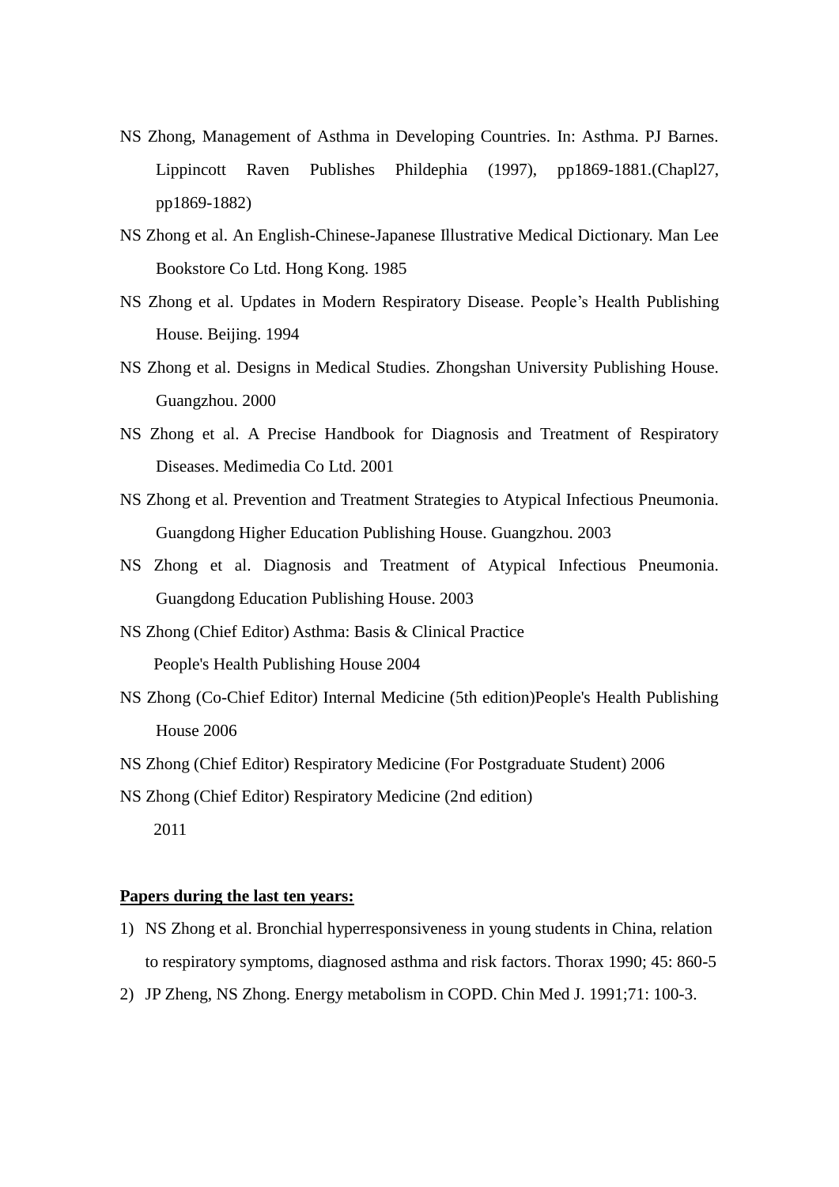NS Zhong, Management of Asthma in Developing Countries. In: Asthma. PJ Barnes. Lippincott Raven Publishes Phildephia (1997), pp1869-1881.(Chapl27, pp1869-1882)

NS Zhong et al. An English-Chinese-Japanese Illustrative Medical Dictionary. Man Lee Bookstore Co Ltd. Hong Kong. 1985

NS Zhong et al. Updates in Modern Respiratory Disease. People's Health Publishing House. Beijing. 1994

NS Zhong et al. Designs in Medical Studies. Zhongshan University Publishing House. Guangzhou. 2000

NS Zhong et al. A Precise Handbook for Diagnosis and Treatment of Respiratory Diseases. Medimedia Co Ltd. 2001

NS Zhong et al. Prevention and Treatment Strategies to Atypical Infectious Pneumonia. Guangdong Higher Education Publishing House. Guangzhou. 2003

NS Zhong et al. Diagnosis and Treatment of Atypical Infectious Pneumonia. Guangdong Education Publishing House. 2003

NS Zhong (Chief Editor) Asthma: Basis & Clinical Practice People's Health Publishing House 2004

NS Zhong (Co-Chief Editor) Internal Medicine (5th edition)People's Health Publishing House 2006

NS Zhong (Chief Editor) Respiratory Medicine (For Postgraduate Student) 2006

NS Zhong (Chief Editor) Respiratory Medicine (2nd edition) 2011

**Papers during the last ten years:**

1) NS Zhong et al. Bronchial hyperresponsiveness in young students in China, relation to respiratory symptoms, diagnosed asthma and risk factors. Thorax 1990; 45: 860-5
2) JP Zheng, NS Zhong. Energy metabolism in COPD. Chin Med J. 1991;71: 100-3.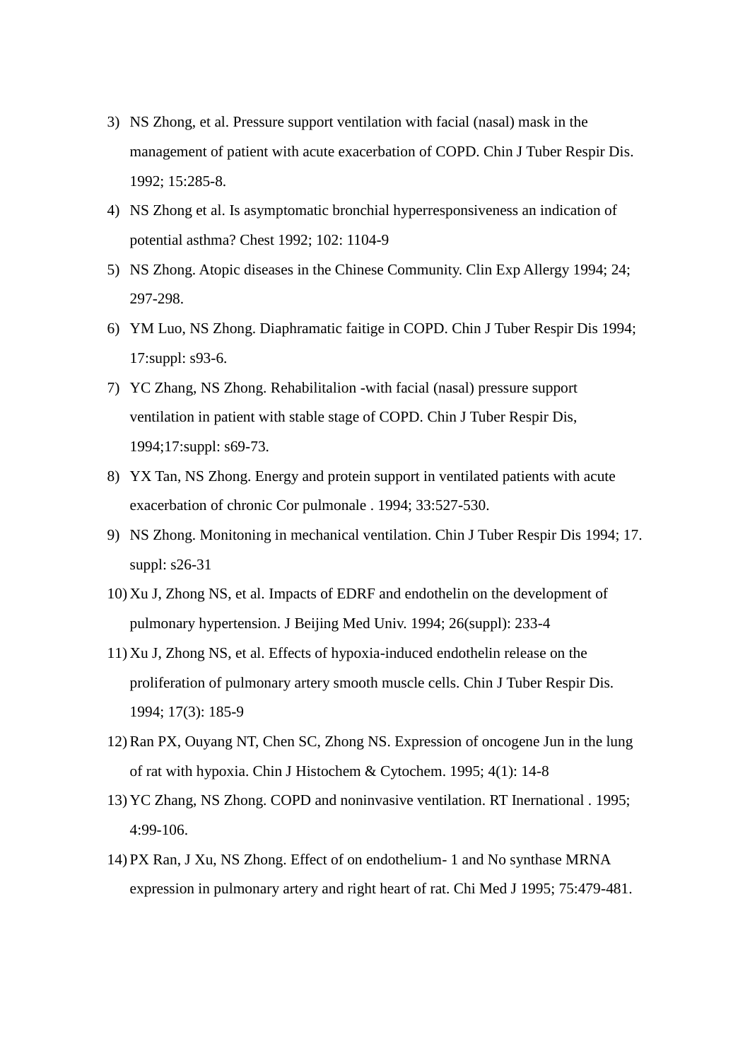3) NS Zhong, et al. Pressure support ventilation with facial (nasal) mask in the management of patient with acute exacerbation of COPD. Chin J Tuber Respir Dis. 1992; 15:285-8.
4) NS Zhong et al. Is asymptomatic bronchial hyperresponsiveness an indication of potential asthma? Chest 1992; 102: 1104-9
5) NS Zhong. Atopic diseases in the Chinese Community. Clin Exp Allergy 1994; 24; 297-298.
6) YM Luo, NS Zhong. Diaphramatic faitige in COPD. Chin J Tuber Respir Dis 1994; 17:suppl: s93-6.
7) YC Zhang, NS Zhong. Rehabilitalion -with facial (nasal) pressure support ventilation in patient with stable stage of COPD. Chin J Tuber Respir Dis, 1994;17:suppl: s69-73.
8) YX Tan, NS Zhong. Energy and protein support in ventilated patients with acute exacerbation of chronic Cor pulmonale . 1994; 33:527-530.
9) NS Zhong. Monitoning in mechanical ventilation. Chin J Tuber Respir Dis 1994; 17. suppl: s26-31
10) Xu J, Zhong NS, et al. Impacts of EDRF and endothelin on the development of pulmonary hypertension. J Beijing Med Univ. 1994; 26(suppl): 233-4
11) Xu J, Zhong NS, et al. Effects of hypoxia-induced endothelin release on the proliferation of pulmonary artery smooth muscle cells. Chin J Tuber Respir Dis. 1994; 17(3): 185-9
12) Ran PX, Ouyang NT, Chen SC, Zhong NS. Expression of oncogene Jun in the lung of rat with hypoxia. Chin J Histochem & Cytochem. 1995; 4(1): 14-8
13) YC Zhang, NS Zhong. COPD and noninvasive ventilation. RT Inernational . 1995; 4:99-106.
14) PX Ran, J Xu, NS Zhong. Effect of on endothelium- 1 and No synthase MRNA expression in pulmonary artery and right heart of rat. Chi Med J 1995; 75:479-481.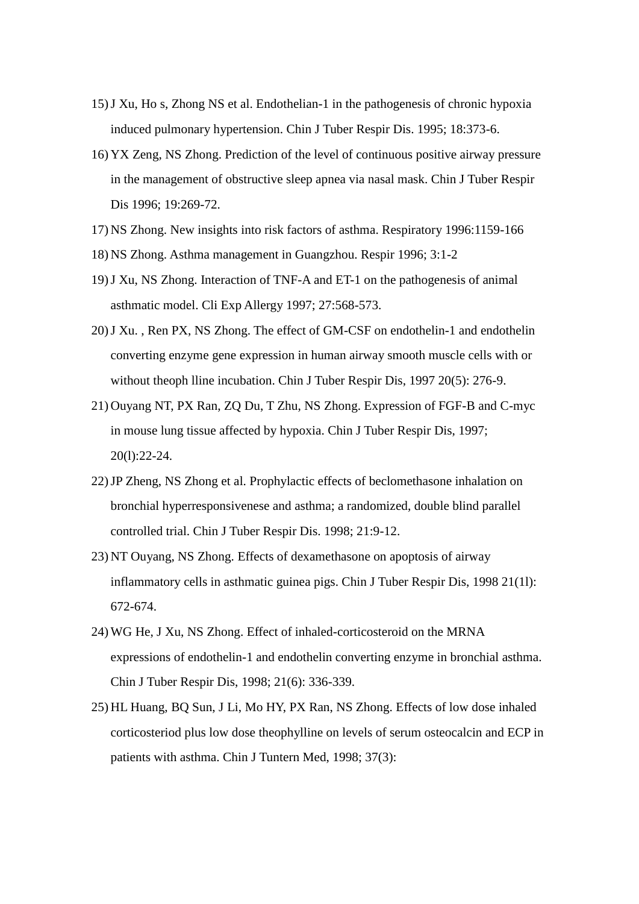15) J Xu, Ho s, Zhong NS et al. Endothelian-1 in the pathogenesis of chronic hypoxia induced pulmonary hypertension. Chin J Tuber Respir Dis. 1995; 18:373-6.
16) YX Zeng, NS Zhong. Prediction of the level of continuous positive airway pressure in the management of obstructive sleep apnea via nasal mask. Chin J Tuber Respir Dis 1996; 19:269-72.
17) NS Zhong. New insights into risk factors of asthma. Respiratory 1996:1159-166
18) NS Zhong. Asthma management in Guangzhou. Respir 1996; 3:1-2
19) J Xu, NS Zhong. Interaction of TNF-A and ET-1 on the pathogenesis of animal asthmatic model. Cli Exp Allergy 1997; 27:568-573.
20) J Xu. , Ren PX, NS Zhong. The effect of GM-CSF on endothelin-1 and endothelin converting enzyme gene expression in human airway smooth muscle cells with or without theoph lline incubation. Chin J Tuber Respir Dis, 1997 20(5): 276-9.
21) Ouyang NT, PX Ran, ZQ Du, T Zhu, NS Zhong. Expression of FGF-B and C-myc in mouse lung tissue affected by hypoxia. Chin J Tuber Respir Dis, 1997; 20(l):22-24.
22) JP Zheng, NS Zhong et al. Prophylactic effects of beclomethasone inhalation on bronchial hyperresponsivenese and asthma; a randomized, double blind parallel controlled trial. Chin J Tuber Respir Dis. 1998; 21:9-12.
23) NT Ouyang, NS Zhong. Effects of dexamethasone on apoptosis of airway inflammatory cells in asthmatic guinea pigs. Chin J Tuber Respir Dis, 1998 21(1l): 672-674.
24) WG He, J Xu, NS Zhong. Effect of inhaled-corticosteroid on the MRNA expressions of endothelin-1 and endothelin converting enzyme in bronchial asthma. Chin J Tuber Respir Dis, 1998; 21(6): 336-339.
25) HL Huang, BQ Sun, J Li, Mo HY, PX Ran, NS Zhong. Effects of low dose inhaled corticosteriod plus low dose theophylline on levels of serum osteocalcin and ECP in patients with asthma. Chin J Tuntern Med, 1998; 37(3):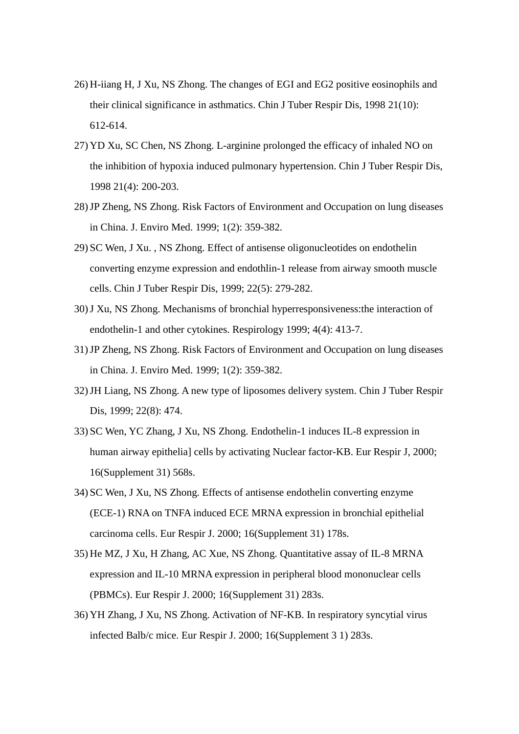26) H-iiang H, J Xu, NS Zhong. The changes of EGI and EG2 positive eosinophils and their clinical significance in asthmatics. Chin J Tuber Respir Dis, 1998 21(10): 612-614.
27) YD Xu, SC Chen, NS Zhong. L-arginine prolonged the efficacy of inhaled NO on the inhibition of hypoxia induced pulmonary hypertension. Chin J Tuber Respir Dis, 1998 21(4): 200-203.
28) JP Zheng, NS Zhong. Risk Factors of Environment and Occupation on lung diseases in China. J. Enviro Med. 1999; 1(2): 359-382.
29) SC Wen, J Xu. , NS Zhong. Effect of antisense oligonucleotides on endothelin converting enzyme expression and endothlin-1 release from airway smooth muscle cells. Chin J Tuber Respir Dis, 1999; 22(5): 279-282.
30) J Xu, NS Zhong. Mechanisms of bronchial hyperresponsiveness:the interaction of endothelin-1 and other cytokines. Respirology 1999; 4(4): 413-7.
31) JP Zheng, NS Zhong. Risk Factors of Environment and Occupation on lung diseases in China. J. Enviro Med. 1999; 1(2): 359-382.
32) JH Liang, NS Zhong. A new type of liposomes delivery system. Chin J Tuber Respir Dis, 1999; 22(8): 474.
33) SC Wen, YC Zhang, J Xu, NS Zhong. Endothelin-1 induces IL-8 expression in human airway epithelia] cells by activating Nuclear factor-KB. Eur Respir J, 2000; 16(Supplement 31) 568s.
34) SC Wen, J Xu, NS Zhong. Effects of antisense endothelin converting enzyme (ECE-1) RNA on TNFA induced ECE MRNA expression in bronchial epithelial carcinoma cells. Eur Respir J. 2000; 16(Supplement 31) 178s.
35) He MZ, J Xu, H Zhang, AC Xue, NS Zhong. Quantitative assay of IL-8 MRNA expression and IL-10 MRNA expression in peripheral blood mononuclear cells (PBMCs). Eur Respir J. 2000; 16(Supplement 31) 283s.
36) YH Zhang, J Xu, NS Zhong. Activation of NF-KB. In respiratory syncytial virus infected Balb/c mice. Eur Respir J. 2000; 16(Supplement 3 1) 283s.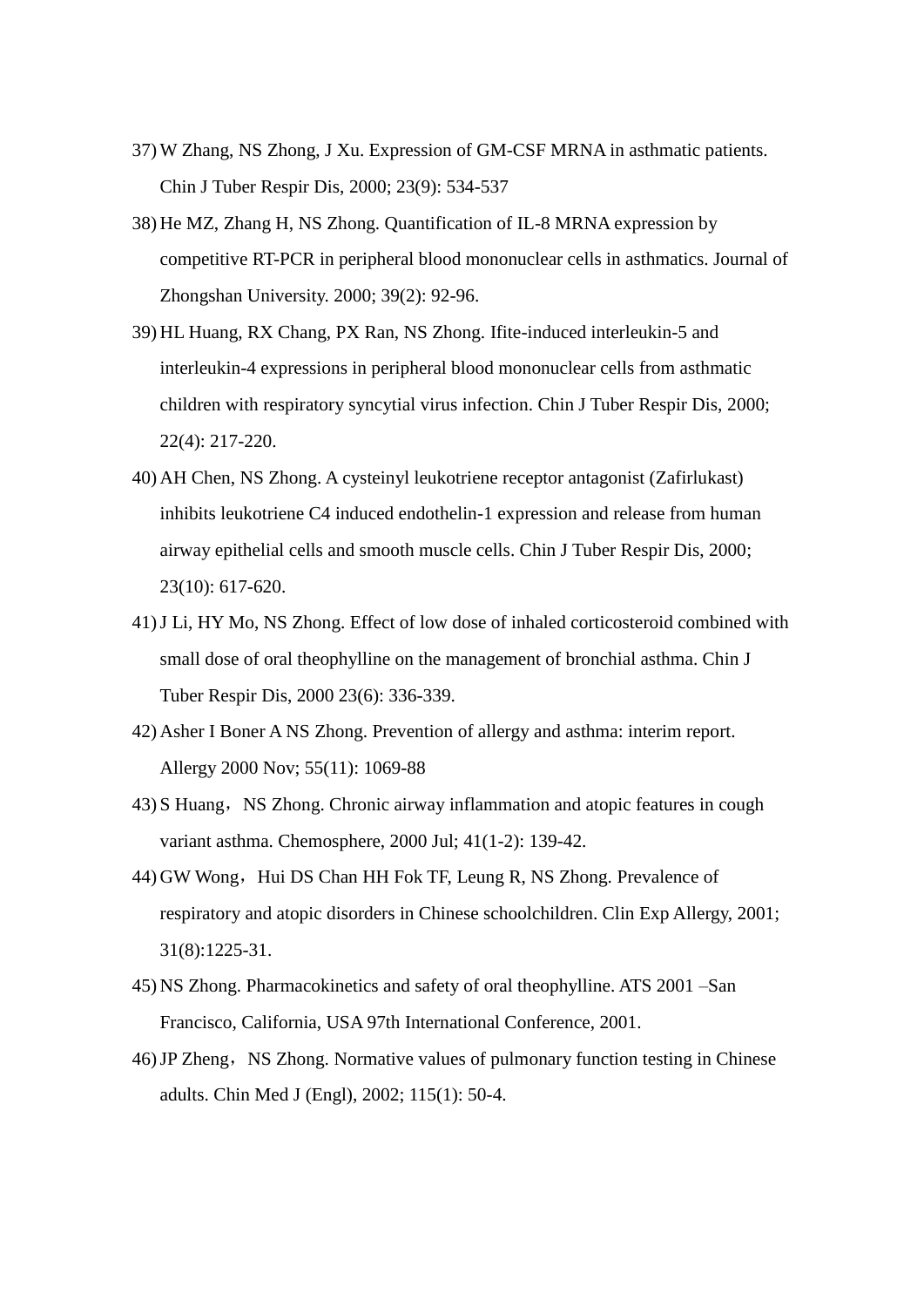37) W Zhang, NS Zhong, J Xu. Expression of GM-CSF MRNA in asthmatic patients. Chin J Tuber Respir Dis, 2000; 23(9): 534-537
38) He MZ, Zhang H, NS Zhong. Quantification of IL-8 MRNA expression by competitive RT-PCR in peripheral blood mononuclear cells in asthmatics. Journal of Zhongshan University. 2000; 39(2): 92-96.
39) HL Huang, RX Chang, PX Ran, NS Zhong. Ifite-induced interleukin-5 and interleukin-4 expressions in peripheral blood mononuclear cells from asthmatic children with respiratory syncytial virus infection. Chin J Tuber Respir Dis, 2000; 22(4): 217-220.
40) AH Chen, NS Zhong. A cysteinyl leukotriene receptor antagonist (Zafirlukast) inhibits leukotriene C4 induced endothelin-1 expression and release from human airway epithelial cells and smooth muscle cells. Chin J Tuber Respir Dis, 2000; 23(10): 617-620.
41) J Li, HY Mo, NS Zhong. Effect of low dose of inhaled corticosteroid combined with small dose of oral theophylline on the management of bronchial asthma. Chin J Tuber Respir Dis, 2000 23(6): 336-339.
42) Asher I Boner A NS Zhong. Prevention of allergy and asthma: interim report. Allergy 2000 Nov; 55(11): 1069-88
43) S Huang，NS Zhong. Chronic airway inflammation and atopic features in cough variant asthma. Chemosphere, 2000 Jul; 41(1-2): 139-42.
44) GW Wong，Hui DS Chan HH Fok TF, Leung R, NS Zhong. Prevalence of respiratory and atopic disorders in Chinese schoolchildren. Clin Exp Allergy, 2001; 31(8):1225-31.
45) NS Zhong. Pharmacokinetics and safety of oral theophylline. ATS 2001 –San Francisco, California, USA 97th International Conference, 2001.
46) JP Zheng，NS Zhong. Normative values of pulmonary function testing in Chinese adults. Chin Med J (Engl), 2002; 115(1): 50-4.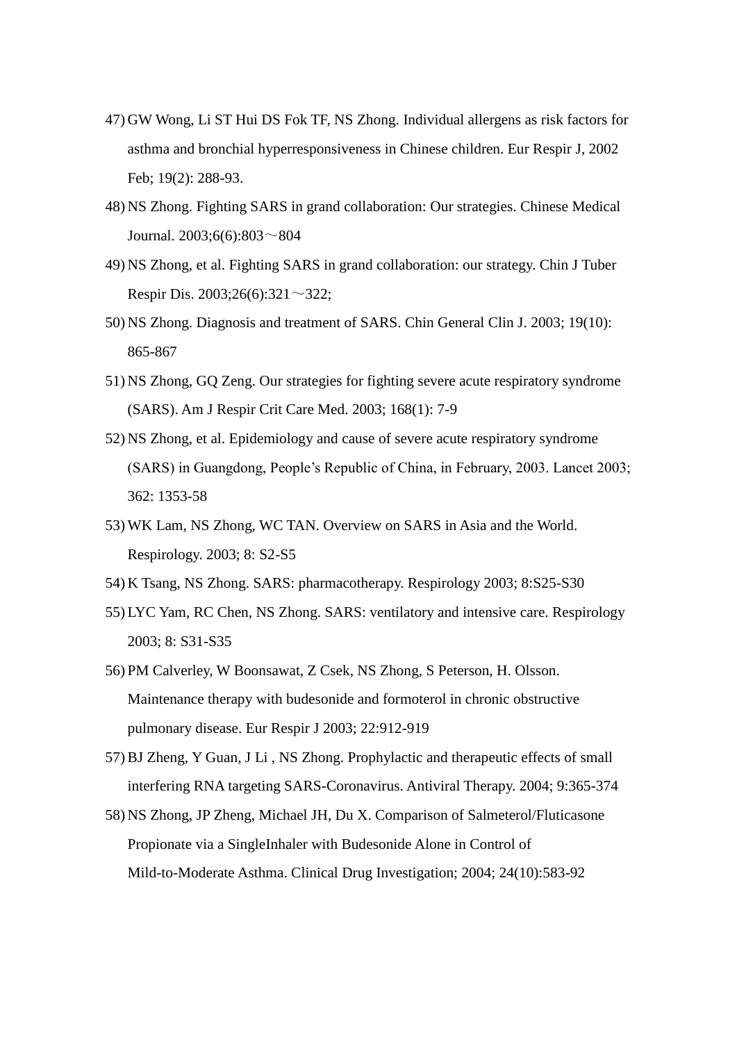47) GW Wong, Li ST Hui DS Fok TF, NS Zhong. Individual allergens as risk factors for asthma and bronchial hyperresponsiveness in Chinese children. Eur Respir J, 2002 Feb; 19(2): 288-93.
48) NS Zhong. Fighting SARS in grand collaboration: Our strategies. Chinese Medical Journal. 2003;6(6):803～804
49) NS Zhong, et al. Fighting SARS in grand collaboration: our strategy. Chin J Tuber Respir Dis. 2003;26(6):321～322;
50) NS Zhong. Diagnosis and treatment of SARS. Chin General Clin J. 2003; 19(10): 865-867
51) NS Zhong, GQ Zeng. Our strategies for fighting severe acute respiratory syndrome (SARS). Am J Respir Crit Care Med. 2003; 168(1): 7-9
52) NS Zhong, et al. Epidemiology and cause of severe acute respiratory syndrome (SARS) in Guangdong, People's Republic of China, in February, 2003. Lancet 2003; 362: 1353-58
53) WK Lam, NS Zhong, WC TAN. Overview on SARS in Asia and the World. Respirology. 2003; 8: S2-S5
54) K Tsang, NS Zhong. SARS: pharmacotherapy. Respirology 2003; 8:S25-S30
55) LYC Yam, RC Chen, NS Zhong. SARS: ventilatory and intensive care. Respirology 2003; 8: S31-S35
56) PM Calverley, W Boonsawat, Z Csek, NS Zhong, S Peterson, H. Olsson. Maintenance therapy with budesonide and formoterol in chronic obstructive pulmonary disease. Eur Respir J 2003; 22:912-919
57) BJ Zheng, Y Guan, J Li , NS Zhong. Prophylactic and therapeutic effects of small interfering RNA targeting SARS-Coronavirus. Antiviral Therapy. 2004; 9:365-374
58) NS Zhong, JP Zheng, Michael JH, Du X. Comparison of Salmeterol/Fluticasone Propionate via a SingleInhaler with Budesonide Alone in Control of Mild-to-Moderate Asthma. Clinical Drug Investigation; 2004; 24(10):583-92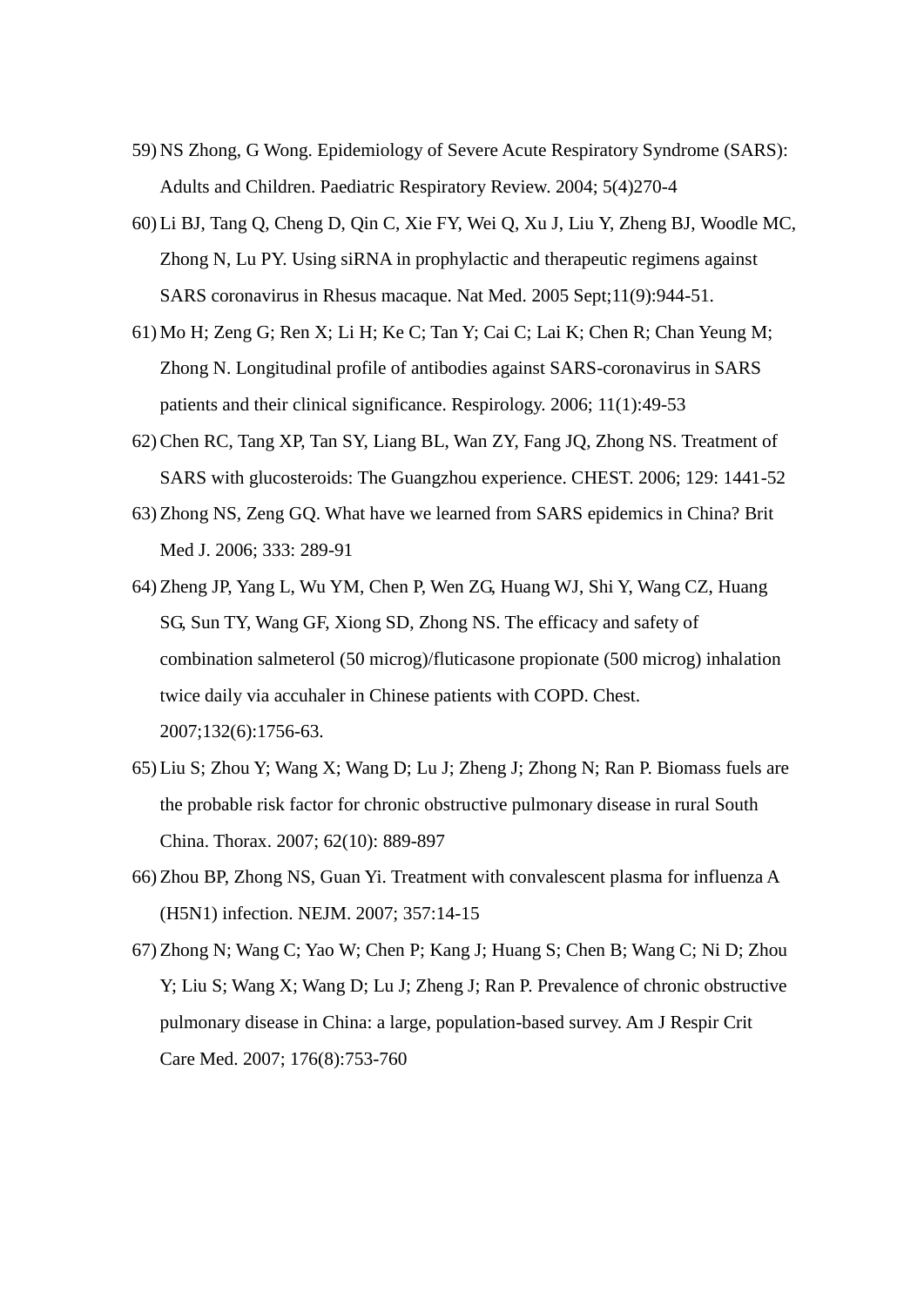59) NS Zhong, G Wong. Epidemiology of Severe Acute Respiratory Syndrome (SARS): Adults and Children. Paediatric Respiratory Review. 2004; 5(4)270-4
60) Li BJ, Tang Q, Cheng D, Qin C, Xie FY, Wei Q, Xu J, Liu Y, Zheng BJ, Woodle MC, Zhong N, Lu PY. Using siRNA in prophylactic and therapeutic regimens against SARS coronavirus in Rhesus macaque. Nat Med. 2005 Sept;11(9):944-51.
61) Mo H; Zeng G; Ren X; Li H; Ke C; Tan Y; Cai C; Lai K; Chen R; Chan Yeung M; Zhong N. Longitudinal profile of antibodies against SARS-coronavirus in SARS patients and their clinical significance. Respirology. 2006; 11(1):49-53
62) Chen RC, Tang XP, Tan SY, Liang BL, Wan ZY, Fang JQ, Zhong NS. Treatment of SARS with glucosteroids: The Guangzhou experience. CHEST. 2006; 129: 1441-52
63) Zhong NS, Zeng GQ. What have we learned from SARS epidemics in China? Brit Med J. 2006; 333: 289-91
64) Zheng JP, Yang L, Wu YM, Chen P, Wen ZG, Huang WJ, Shi Y, Wang CZ, Huang SG, Sun TY, Wang GF, Xiong SD, Zhong NS. The efficacy and safety of combination salmeterol (50 microg)/fluticasone propionate (500 microg) inhalation twice daily via accuhaler in Chinese patients with COPD. Chest. 2007;132(6):1756-63.
65) Liu S; Zhou Y; Wang X; Wang D; Lu J; Zheng J; Zhong N; Ran P. Biomass fuels are the probable risk factor for chronic obstructive pulmonary disease in rural South China. Thorax. 2007; 62(10): 889-897
66) Zhou BP, Zhong NS, Guan Yi. Treatment with convalescent plasma for influenza A (H5N1) infection. NEJM. 2007; 357:14-15
67) Zhong N; Wang C; Yao W; Chen P; Kang J; Huang S; Chen B; Wang C; Ni D; Zhou Y; Liu S; Wang X; Wang D; Lu J; Zheng J; Ran P. Prevalence of chronic obstructive pulmonary disease in China: a large, population-based survey. Am J Respir Crit Care Med. 2007; 176(8):753-760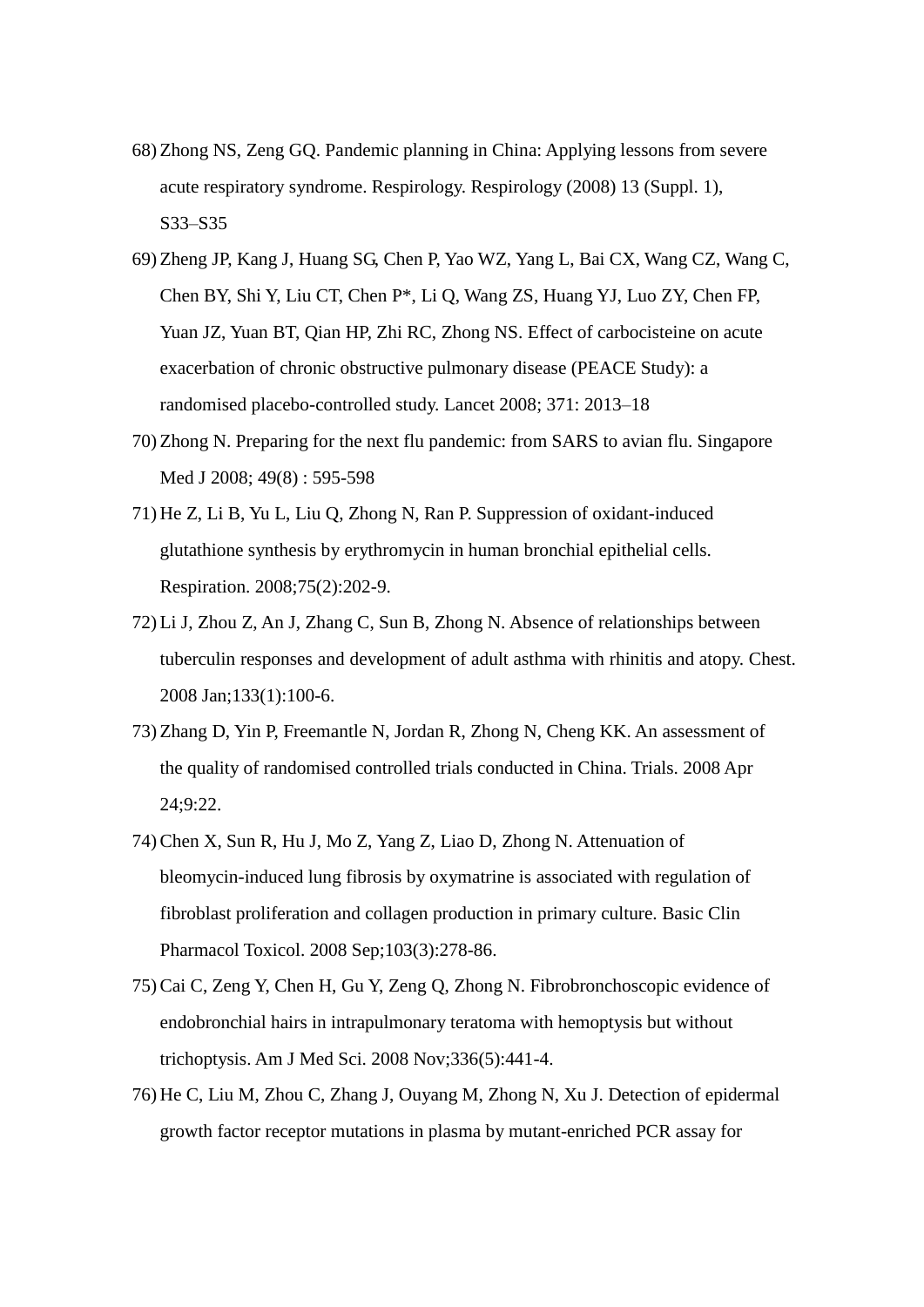68) Zhong NS, Zeng GQ. Pandemic planning in China: Applying lessons from severe acute respiratory syndrome. Respirology. Respirology (2008) 13 (Suppl. 1), S33–S35

69) Zheng JP, Kang J, Huang SG, Chen P, Yao WZ, Yang L, Bai CX, Wang CZ, Wang C, Chen BY, Shi Y, Liu CT, Chen P*, Li Q, Wang ZS, Huang YJ, Luo ZY, Chen FP, Yuan JZ, Yuan BT, Qian HP, Zhi RC, Zhong NS. Effect of carbocisteine on acute exacerbation of chronic obstructive pulmonary disease (PEACE Study): a randomised placebo-controlled study. Lancet 2008; 371: 2013–18

70) Zhong N. Preparing for the next flu pandemic: from SARS to avian flu. Singapore Med J 2008; 49(8) : 595-598

71) He Z, Li B, Yu L, Liu Q, Zhong N, Ran P. Suppression of oxidant-induced glutathione synthesis by erythromycin in human bronchial epithelial cells. Respiration. 2008;75(2):202-9.

72) Li J, Zhou Z, An J, Zhang C, Sun B, Zhong N. Absence of relationships between tuberculin responses and development of adult asthma with rhinitis and atopy. Chest. 2008 Jan;133(1):100-6.

73) Zhang D, Yin P, Freemantle N, Jordan R, Zhong N, Cheng KK. An assessment of the quality of randomised controlled trials conducted in China. Trials. 2008 Apr 24;9:22.

74) Chen X, Sun R, Hu J, Mo Z, Yang Z, Liao D, Zhong N. Attenuation of bleomycin-induced lung fibrosis by oxymatrine is associated with regulation of fibroblast proliferation and collagen production in primary culture. Basic Clin Pharmacol Toxicol. 2008 Sep;103(3):278-86.

75) Cai C, Zeng Y, Chen H, Gu Y, Zeng Q, Zhong N. Fibrobronchoscopic evidence of endobronchial hairs in intrapulmonary teratoma with hemoptysis but without trichoptysis. Am J Med Sci. 2008 Nov;336(5):441-4.

76) He C, Liu M, Zhou C, Zhang J, Ouyang M, Zhong N, Xu J. Detection of epidermal growth factor receptor mutations in plasma by mutant-enriched PCR assay for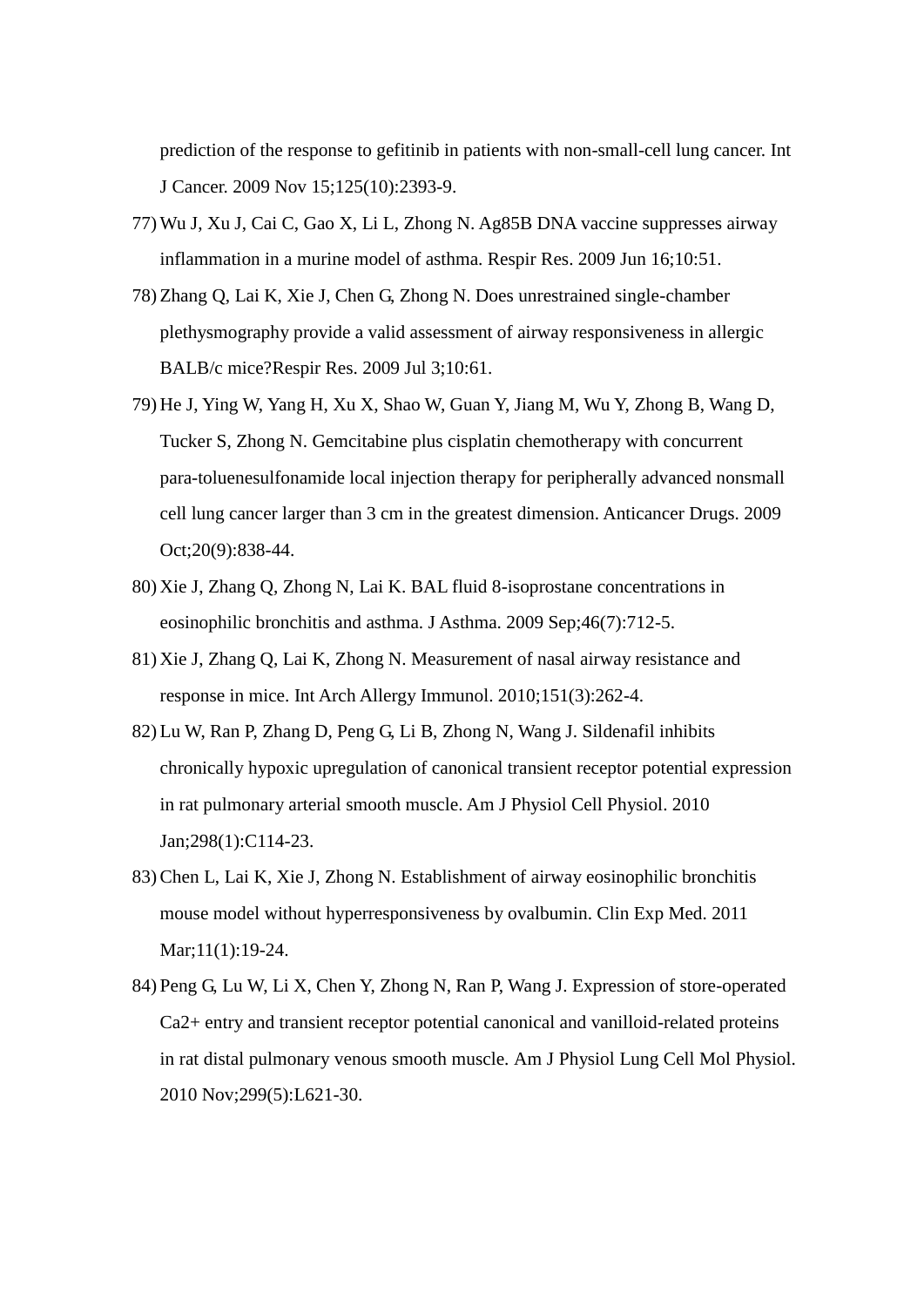prediction of the response to gefitinib in patients with non-small-cell lung cancer. Int J Cancer. 2009 Nov 15;125(10):2393-9.

77) Wu J, Xu J, Cai C, Gao X, Li L, Zhong N. Ag85B DNA vaccine suppresses airway inflammation in a murine model of asthma. Respir Res. 2009 Jun 16;10:51.
78) Zhang Q, Lai K, Xie J, Chen G, Zhong N. Does unrestrained single-chamber plethysmography provide a valid assessment of airway responsiveness in allergic BALB/c mice?Respir Res. 2009 Jul 3;10:61.
79) He J, Ying W, Yang H, Xu X, Shao W, Guan Y, Jiang M, Wu Y, Zhong B, Wang D, Tucker S, Zhong N. Gemcitabine plus cisplatin chemotherapy with concurrent para-toluenesulfonamide local injection therapy for peripherally advanced nonsmall cell lung cancer larger than 3 cm in the greatest dimension. Anticancer Drugs. 2009 Oct;20(9):838-44.
80) Xie J, Zhang Q, Zhong N, Lai K. BAL fluid 8-isoprostane concentrations in eosinophilic bronchitis and asthma. J Asthma. 2009 Sep;46(7):712-5.
81) Xie J, Zhang Q, Lai K, Zhong N. Measurement of nasal airway resistance and response in mice. Int Arch Allergy Immunol. 2010;151(3):262-4.
82) Lu W, Ran P, Zhang D, Peng G, Li B, Zhong N, Wang J. Sildenafil inhibits chronically hypoxic upregulation of canonical transient receptor potential expression in rat pulmonary arterial smooth muscle. Am J Physiol Cell Physiol. 2010 Jan;298(1):C114-23.
83) Chen L, Lai K, Xie J, Zhong N. Establishment of airway eosinophilic bronchitis mouse model without hyperresponsiveness by ovalbumin. Clin Exp Med. 2011 Mar;11(1):19-24.
84) Peng G, Lu W, Li X, Chen Y, Zhong N, Ran P, Wang J. Expression of store-operated Ca2+ entry and transient receptor potential canonical and vanilloid-related proteins in rat distal pulmonary venous smooth muscle. Am J Physiol Lung Cell Mol Physiol. 2010 Nov;299(5):L621-30.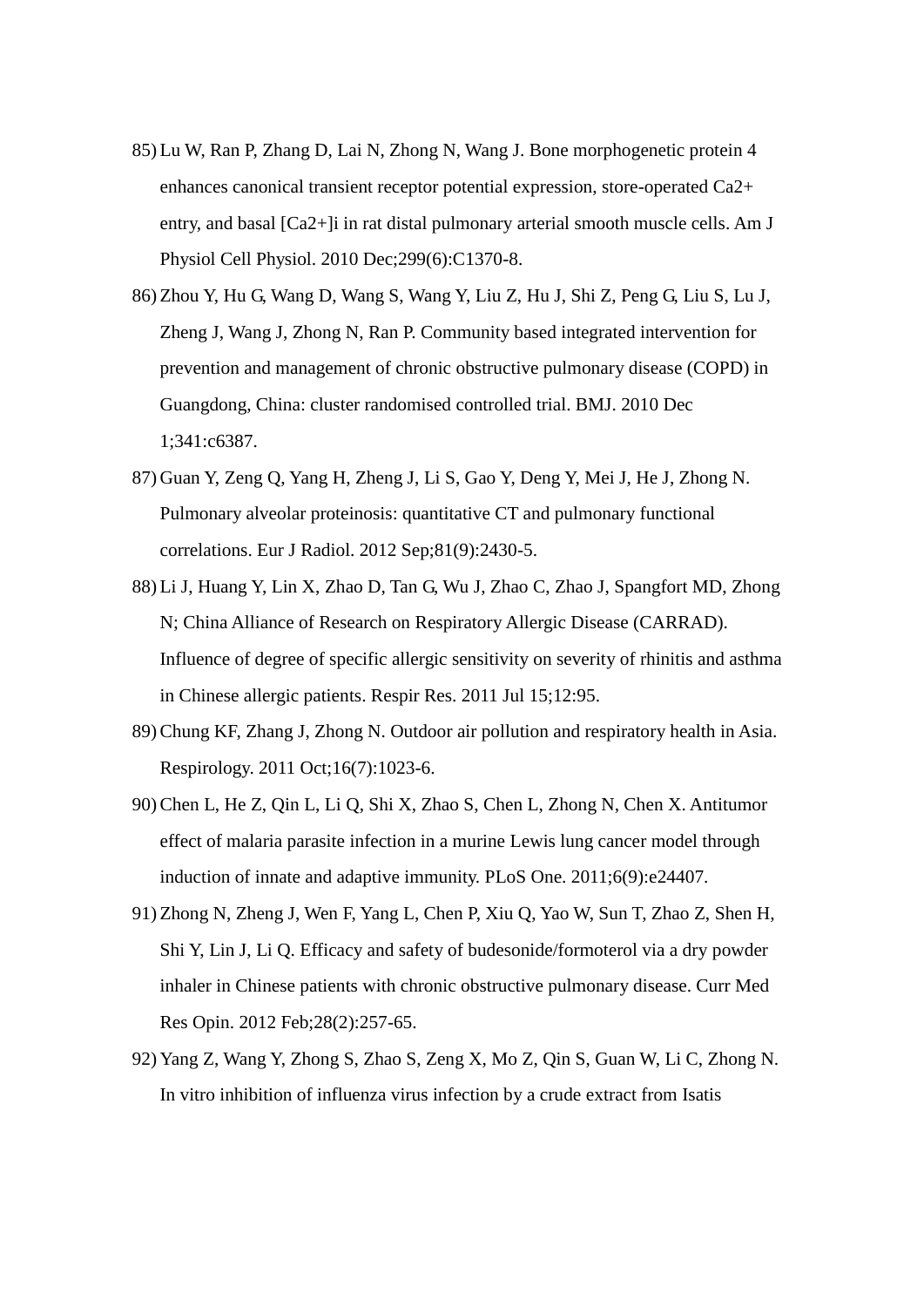85) Lu W, Ran P, Zhang D, Lai N, Zhong N, Wang J. Bone morphogenetic protein 4 enhances canonical transient receptor potential expression, store-operated $Ca^{2+}$ entry, and basal $[Ca^{2+}]_i$ in rat distal pulmonary arterial smooth muscle cells. Am J Physiol Cell Physiol. 2010 Dec;299(6):C1370-8.

86) Zhou Y, Hu G, Wang D, Wang S, Wang Y, Liu Z, Hu J, Shi Z, Peng G, Liu S, Lu J, Zheng J, Wang J, Zhong N, Ran P. Community based integrated intervention for prevention and management of chronic obstructive pulmonary disease (COPD) in Guangdong, China: cluster randomised controlled trial. BMJ. 2010 Dec 1;341:c6387.

87) Guan Y, Zeng Q, Yang H, Zheng J, Li S, Gao Y, Deng Y, Mei J, He J, Zhong N. Pulmonary alveolar proteinosis: quantitative CT and pulmonary functional correlations. Eur J Radiol. 2012 Sep;81(9):2430-5.

88) Li J, Huang Y, Lin X, Zhao D, Tan G, Wu J, Zhao C, Zhao J, Spangfort MD, Zhong N; China Alliance of Research on Respiratory Allergic Disease (CARRAD). Influence of degree of specific allergic sensitivity on severity of rhinitis and asthma in Chinese allergic patients. Respir Res. 2011 Jul 15;12:95.

89) Chung KF, Zhang J, Zhong N. Outdoor air pollution and respiratory health in Asia. Respirology. 2011 Oct;16(7):1023-6.

90) Chen L, He Z, Qin L, Li Q, Shi X, Zhao S, Chen L, Zhong N, Chen X. Antitumor effect of malaria parasite infection in a murine Lewis lung cancer model through induction of innate and adaptive immunity. PLoS One. 2011;6(9):e24407.

91) Zhong N, Zheng J, Wen F, Yang L, Chen P, Xiu Q, Yao W, Sun T, Zhao Z, Shen H, Shi Y, Lin J, Li Q. Efficacy and safety of budesonide/formoterol via a dry powder inhaler in Chinese patients with chronic obstructive pulmonary disease. Curr Med Res Opin. 2012 Feb;28(2):257-65.

92) Yang Z, Wang Y, Zhong S, Zhao S, Zeng X, Mo Z, Qin S, Guan W, Li C, Zhong N. In vitro inhibition of influenza virus infection by a crude extract from Isatis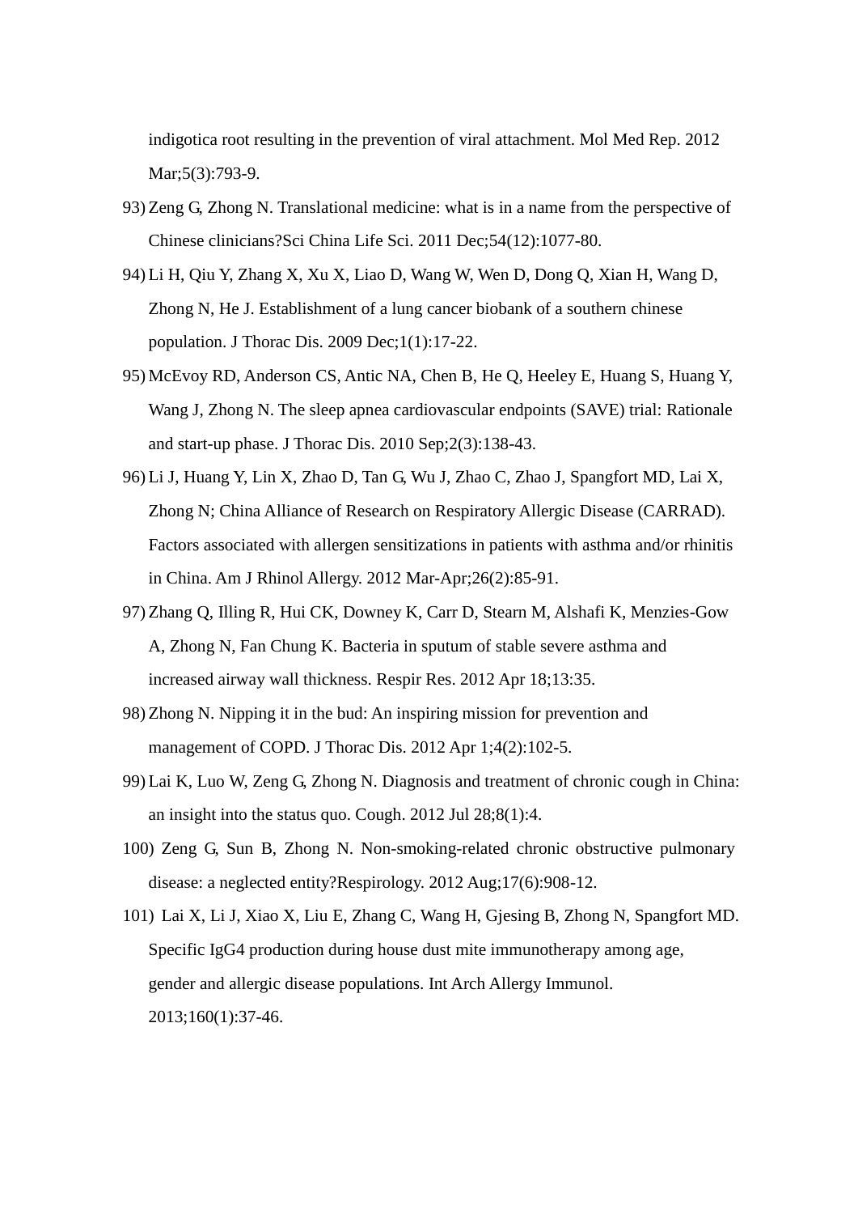indigotica root resulting in the prevention of viral attachment. Mol Med Rep. 2012 Mar;5(3):793-9.

93) Zeng G, Zhong N. Translational medicine: what is in a name from the perspective of Chinese clinicians?Sci China Life Sci. 2011 Dec;54(12):1077-80.

94) Li H, Qiu Y, Zhang X, Xu X, Liao D, Wang W, Wen D, Dong Q, Xian H, Wang D, Zhong N, He J. Establishment of a lung cancer biobank of a southern chinese population. J Thorac Dis. 2009 Dec;1(1):17-22.

95) McEvoy RD, Anderson CS, Antic NA, Chen B, He Q, Heeley E, Huang S, Huang Y, Wang J, Zhong N. The sleep apnea cardiovascular endpoints (SAVE) trial: Rationale and start-up phase. J Thorac Dis. 2010 Sep;2(3):138-43.

96) Li J, Huang Y, Lin X, Zhao D, Tan G, Wu J, Zhao C, Zhao J, Spangfort MD, Lai X, Zhong N; China Alliance of Research on Respiratory Allergic Disease (CARRAD). Factors associated with allergen sensitizations in patients with asthma and/or rhinitis in China. Am J Rhinol Allergy. 2012 Mar-Apr;26(2):85-91.

97) Zhang Q, Illing R, Hui CK, Downey K, Carr D, Stearn M, Alshafi K, Menzies-Gow A, Zhong N, Fan Chung K. Bacteria in sputum of stable severe asthma and increased airway wall thickness. Respir Res. 2012 Apr 18;13:35.

98) Zhong N. Nipping it in the bud: An inspiring mission for prevention and management of COPD. J Thorac Dis. 2012 Apr 1;4(2):102-5.

99) Lai K, Luo W, Zeng G, Zhong N. Diagnosis and treatment of chronic cough in China: an insight into the status quo. Cough. 2012 Jul 28;8(1):4.

100) Zeng G, Sun B, Zhong N. Non-smoking-related chronic obstructive pulmonary disease: a neglected entity?Respirology. 2012 Aug;17(6):908-12.

101) Lai X, Li J, Xiao X, Liu E, Zhang C, Wang H, Gjesing B, Zhong N, Spangfort MD. Specific IgG4 production during house dust mite immunotherapy among age, gender and allergic disease populations. Int Arch Allergy Immunol. 2013;160(1):37-46.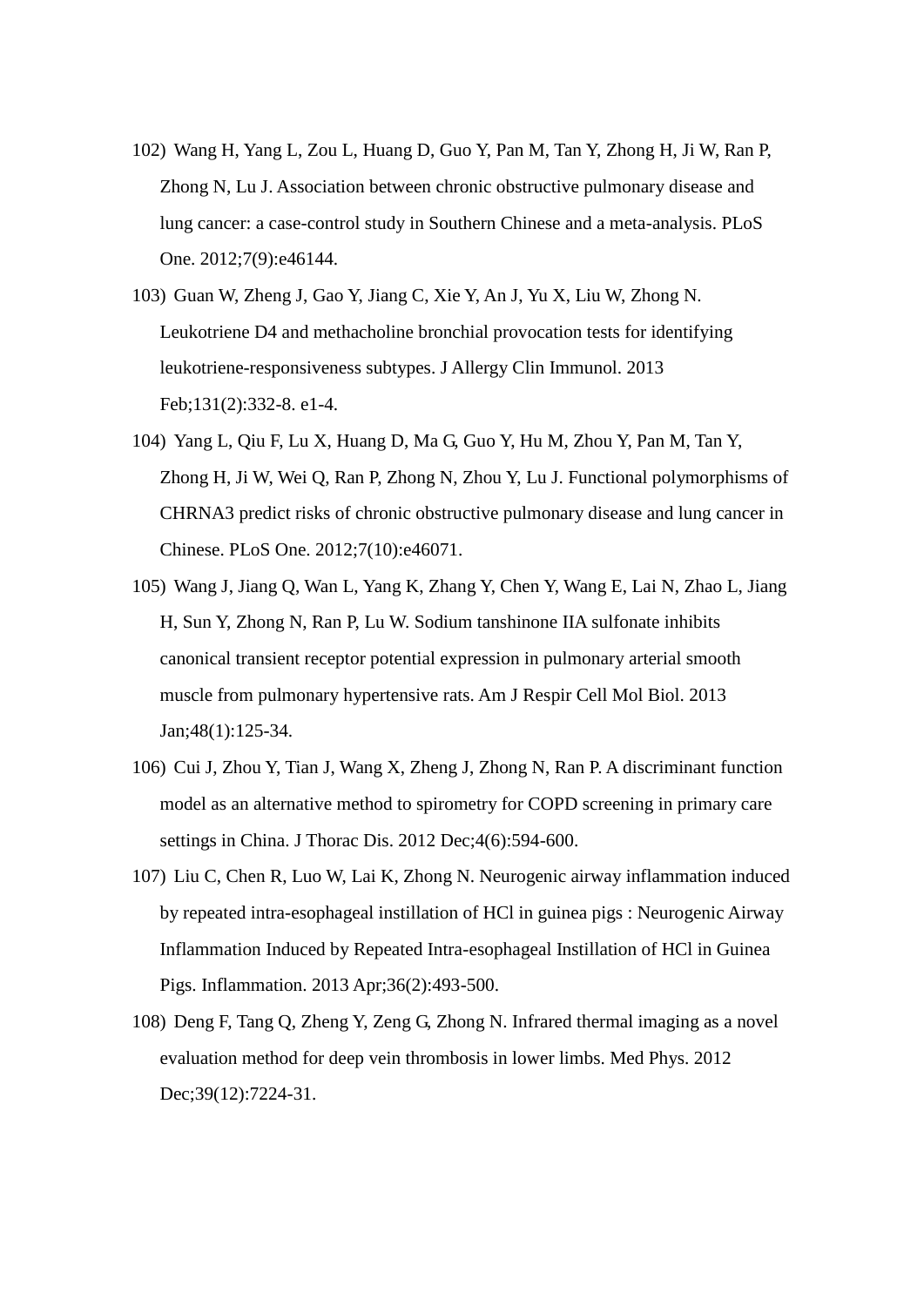102) Wang H, Yang L, Zou L, Huang D, Guo Y, Pan M, Tan Y, Zhong H, Ji W, Ran P, Zhong N, Lu J. Association between chronic obstructive pulmonary disease and lung cancer: a case-control study in Southern Chinese and a meta-analysis. PLoS One. 2012;7(9):e46144.

103) Guan W, Zheng J, Gao Y, Jiang C, Xie Y, An J, Yu X, Liu W, Zhong N. Leukotriene D4 and methacholine bronchial provocation tests for identifying leukotriene-responsiveness subtypes. J Allergy Clin Immunol. 2013 Feb;131(2):332-8. e1-4.

104) Yang L, Qiu F, Lu X, Huang D, Ma G, Guo Y, Hu M, Zhou Y, Pan M, Tan Y, Zhong H, Ji W, Wei Q, Ran P, Zhong N, Zhou Y, Lu J. Functional polymorphisms of CHRNA3 predict risks of chronic obstructive pulmonary disease and lung cancer in Chinese. PLoS One. 2012;7(10):e46071.

105) Wang J, Jiang Q, Wan L, Yang K, Zhang Y, Chen Y, Wang E, Lai N, Zhao L, Jiang H, Sun Y, Zhong N, Ran P, Lu W. Sodium tanshinone IIA sulfonate inhibits canonical transient receptor potential expression in pulmonary arterial smooth muscle from pulmonary hypertensive rats. Am J Respir Cell Mol Biol. 2013 Jan;48(1):125-34.

106) Cui J, Zhou Y, Tian J, Wang X, Zheng J, Zhong N, Ran P. A discriminant function model as an alternative method to spirometry for COPD screening in primary care settings in China. J Thorac Dis. 2012 Dec;4(6):594-600.

107) Liu C, Chen R, Luo W, Lai K, Zhong N. Neurogenic airway inflammation induced by repeated intra-esophageal instillation of HCl in guinea pigs : Neurogenic Airway Inflammation Induced by Repeated Intra-esophageal Instillation of HCl in Guinea Pigs. Inflammation. 2013 Apr;36(2):493-500.

108) Deng F, Tang Q, Zheng Y, Zeng G, Zhong N. Infrared thermal imaging as a novel evaluation method for deep vein thrombosis in lower limbs. Med Phys. 2012 Dec;39(12):7224-31.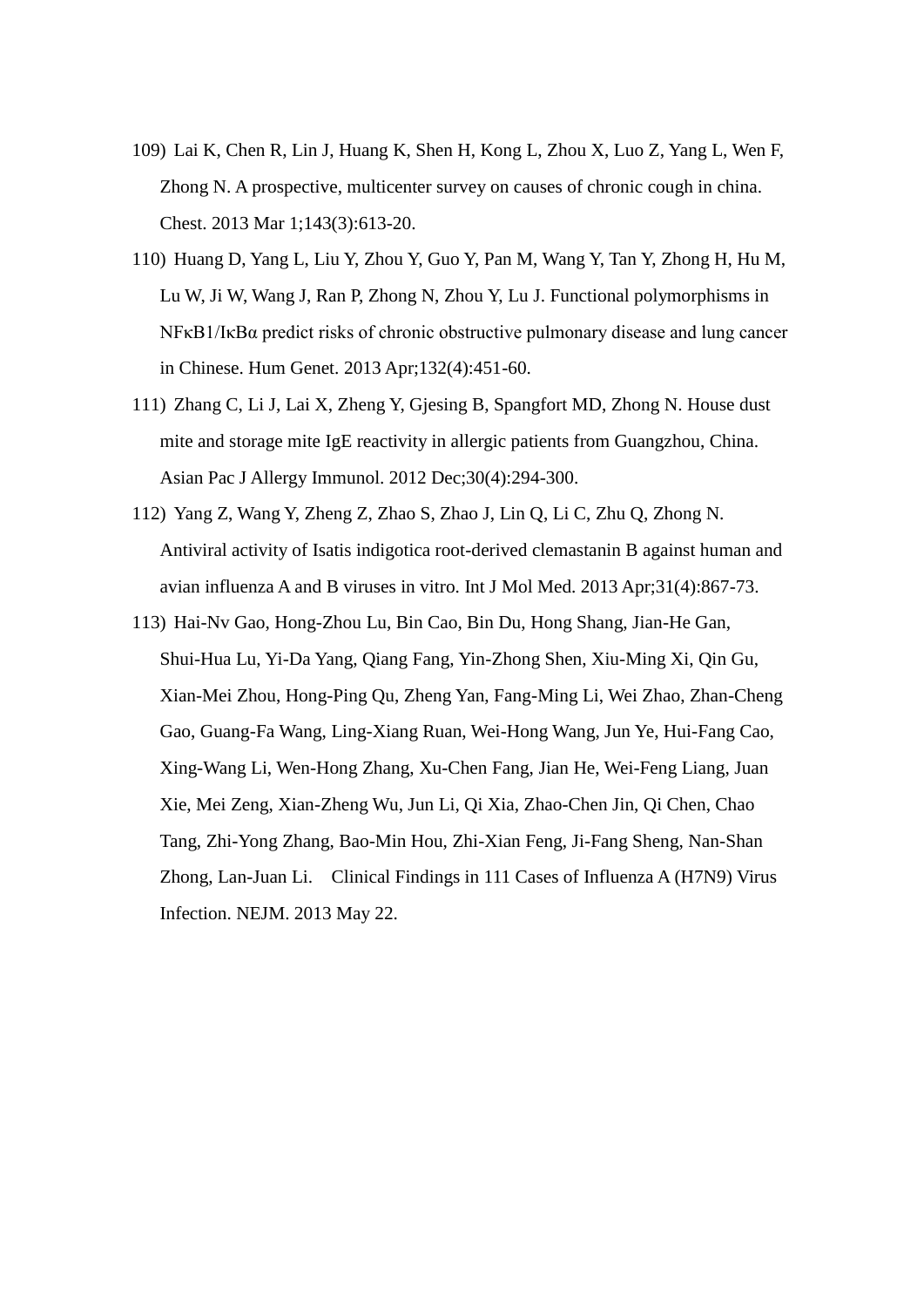109) Lai K, Chen R, Lin J, Huang K, Shen H, Kong L, Zhou X, Luo Z, Yang L, Wen F, Zhong N. A prospective, multicenter survey on causes of chronic cough in china. Chest. 2013 Mar 1;143(3):613-20.

110) Huang D, Yang L, Liu Y, Zhou Y, Guo Y, Pan M, Wang Y, Tan Y, Zhong H, Hu M, Lu W, Ji W, Wang J, Ran P, Zhong N, Zhou Y, Lu J. Functional polymorphisms in NFκB1/IκBα predict risks of chronic obstructive pulmonary disease and lung cancer in Chinese. Hum Genet. 2013 Apr;132(4):451-60.

111) Zhang C, Li J, Lai X, Zheng Y, Gjesing B, Spangfort MD, Zhong N. House dust mite and storage mite IgE reactivity in allergic patients from Guangzhou, China. Asian Pac J Allergy Immunol. 2012 Dec;30(4):294-300.

112) Yang Z, Wang Y, Zheng Z, Zhao S, Zhao J, Lin Q, Li C, Zhu Q, Zhong N. Antiviral activity of Isatis indigotica root-derived clemastanin B against human and avian influenza A and B viruses in vitro. Int J Mol Med. 2013 Apr;31(4):867-73.

113) Hai-Nv Gao, Hong-Zhou Lu, Bin Cao, Bin Du, Hong Shang, Jian-He Gan, Shui-Hua Lu, Yi-Da Yang, Qiang Fang, Yin-Zhong Shen, Xiu-Ming Xi, Qin Gu, Xian-Mei Zhou, Hong-Ping Qu, Zheng Yan, Fang-Ming Li, Wei Zhao, Zhan-Cheng Gao, Guang-Fa Wang, Ling-Xiang Ruan, Wei-Hong Wang, Jun Ye, Hui-Fang Cao, Xing-Wang Li, Wen-Hong Zhang, Xu-Chen Fang, Jian He, Wei-Feng Liang, Juan Xie, Mei Zeng, Xian-Zheng Wu, Jun Li, Qi Xia, Zhao-Chen Jin, Qi Chen, Chao Tang, Zhi-Yong Zhang, Bao-Min Hou, Zhi-Xian Feng, Ji-Fang Sheng, Nan-Shan Zhong, Lan-Juan Li. Clinical Findings in 111 Cases of Influenza A (H7N9) Virus Infection. NEJM. 2013 May 22.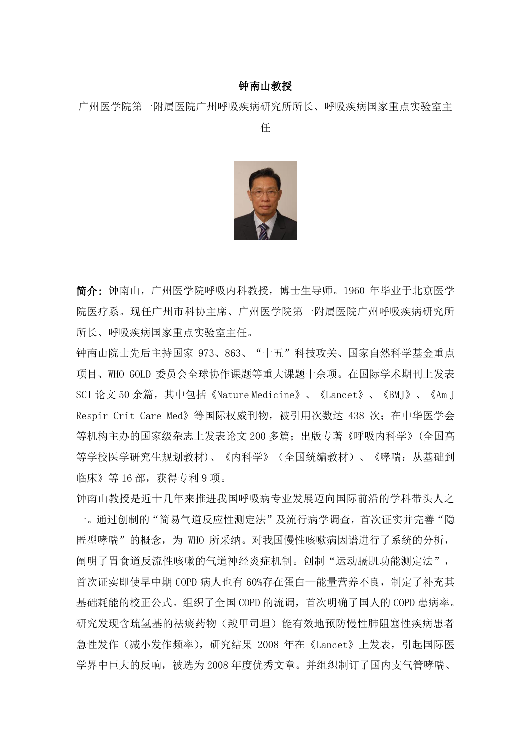**钟南山教授**

广州医学院第一附属医院广州呼吸疾病研究所所长、呼吸疾病国家重点实验室主任

**简介**：钟南山，广州医学院呼吸内科教授，博士生导师。1960 年毕业于北京医学院医疗系。现任广州市科协主席、广州医学院第一附属医院广州呼吸疾病研究所所长、呼吸疾病国家重点实验室主任。

钟南山院士先后主持国家 973、863、“十五”科技攻关、国家自然科学基金重点项目、WHO GOLD 委员会全球协作课题等重大课题十余项。在国际学术期刊上发表 SCI 论文 50 余篇，其中包括《Nature Medicine》、《Lancet》、《BMJ》、《Am J Respir Crit Care Med》等国际权威刊物，被引用次数达 438 次；在中华医学会等机构主办的国家级杂志上发表论文 200 多篇；出版专著《呼吸内科学》(全国高等学校医学研究生规划教材)、《内科学》（全国统编教材）、《哮喘：从基础到临床》等 16 部，获得专利 9 项。

钟南山教授是近十几年来推进我国呼吸病专业发展迈向国际前沿的学科带头人之一。通过创制的“简易气道反应性测定法”及流行病学调查，首次证实并完善“隐匿型哮喘”的概念，为 WHO 所采纳。对我国慢性咳嗽病因谱进行了系统的分析，阐明了胃食道反流性咳嗽的气道神经炎症机制。创制“运动膈肌功能测定法”，首次证实即使早中期 COPD 病人也有 60%存在蛋白—能量营养不良，制定了补充其基础耗能的校正公式。组织了全国 COPD 的流调，首次明确了国人的 COPD 患病率。研究发现含巯氢基的祛痰药物（羧甲司坦）能有效地预防慢性肺阻塞性疾病患者急性发作（减小发作频率），研究结果 2008 年在《Lancet》上发表，引起国际医学界中巨大的反响，被选为2008 年度优秀文章。并组织制订了国内支气管哮喘、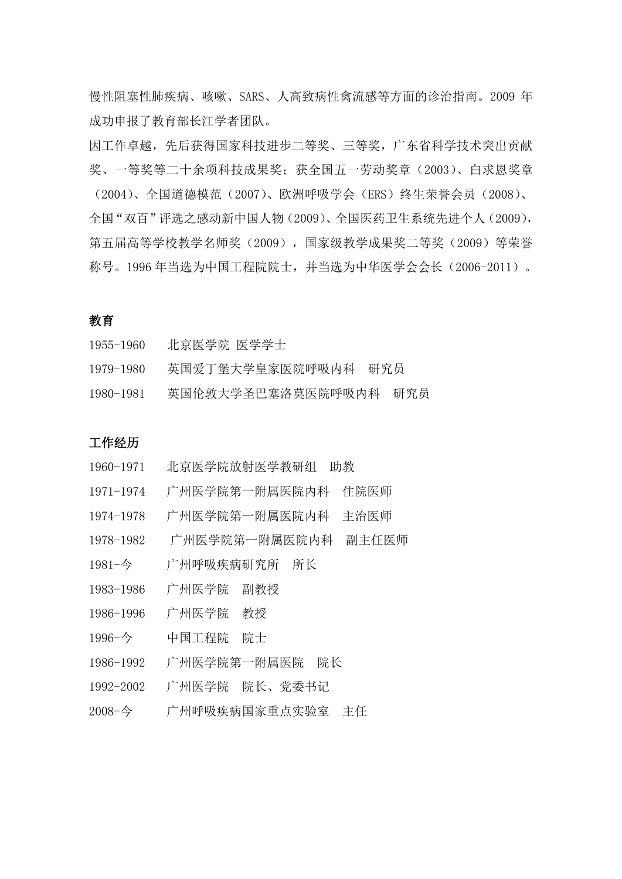慢性阻塞性肺疾病、咳嗽、SARS、人高致病性禽流感等方面的诊治指南。2009 年成功申报了教育部长江学者团队。

因工作卓越，先后获得国家科技进步二等奖、三等奖，广东省科学技术突出贡献奖、一等奖等二十余项科技成果奖；获全国五一劳动奖章（2003）、白求恩奖章（2004）、全国道德模范（2007）、欧洲呼吸学会（ERS）终生荣誉会员（2008）、全国“双百”评选之感动新中国人物（2009）、全国医药卫生系统先进个人（2009），第五届高等学校教学名师奖（2009），国家级教学成果奖二等奖（2009）等荣誉称号。1996 年当选为中国工程院院士，并当选为中华医学会会长（2006-2011）。

**教育**

1955-1960　　北京医学院 医学学士

1979-1980　　英国爱丁堡大学皇家医院呼吸内科　研究员

1980-1981　　英国伦敦大学圣巴塞洛莫医院呼吸内科　研究员

**工作经历**

1960-1971　　北京医学院放射医学教研组　助教

1971-1974　　广州医学院第一附属医院内科　住院医师

1974-1978　　广州医学院第一附属医院内科　主治医师

1978-1982　　广州医学院第一附属医院内科　副主任医师

1981-今　　　广州呼吸疾病研究所　所长

1983-1986　　广州医学院　副教授

1986-1996　　广州医学院　教授

1996-今　　　中国工程院　院士

1986-1992　　广州医学院第一附属医院　院长

1992-2002　　广州医学院　院长、党委书记

2008-今　　　广州呼吸疾病国家重点实验室　主任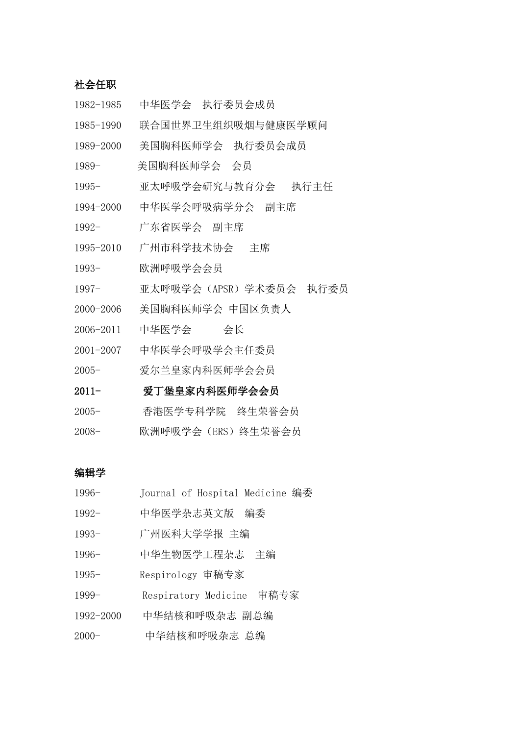**社会任职**

1982-1985　　中华医学会　执行委员会成员

1985-1990　　联合国世界卫生组织吸烟与健康医学顾问

1989-2000　　美国胸科医师学会　执行委员会成员

1989-　　　　美国胸科医师学会　会员

1995-　　　　亚太呼吸学会研究与教育分会　　执行主任

1994-2000　　中华医学会呼吸病学分会　副主席

1992-　　　　广东省医学会　副主席

1995-2010　　广州市科学技术协会　　主席

1993-　　　　欧洲呼吸学会会员

1997-　　　　亚太呼吸学会（APSR）学术委员会　执行委员

2000-2006　　美国胸科医师学会 中国区负责人

2006-2011　　中华医学会　　　会长

2001-2007　　中华医学会呼吸学会主任委员

2005-　　　　爱尔兰皇家内科医师学会会员

**2011-　　　　爱丁堡皇家内科医师学会会员**

2005-　　　　香港医学专科学院　终生荣誉会员

2008-　　　　欧洲呼吸学会（ERS）终生荣誉会员

**编辑学**

1996-　　　　Journal of Hospital Medicine 编委

1992-　　　　中华医学杂志英文版　编委

1993-　　　　广州医科大学学报 主编

1996-　　　　中华生物医学工程杂志　主编

1995-　　　　Respirology 审稿专家

1999-　　　　Respiratory Medicine　审稿专家

1992-2000　　中华结核和呼吸杂志 副总编

2000-　　　　中华结核和呼吸杂志 总编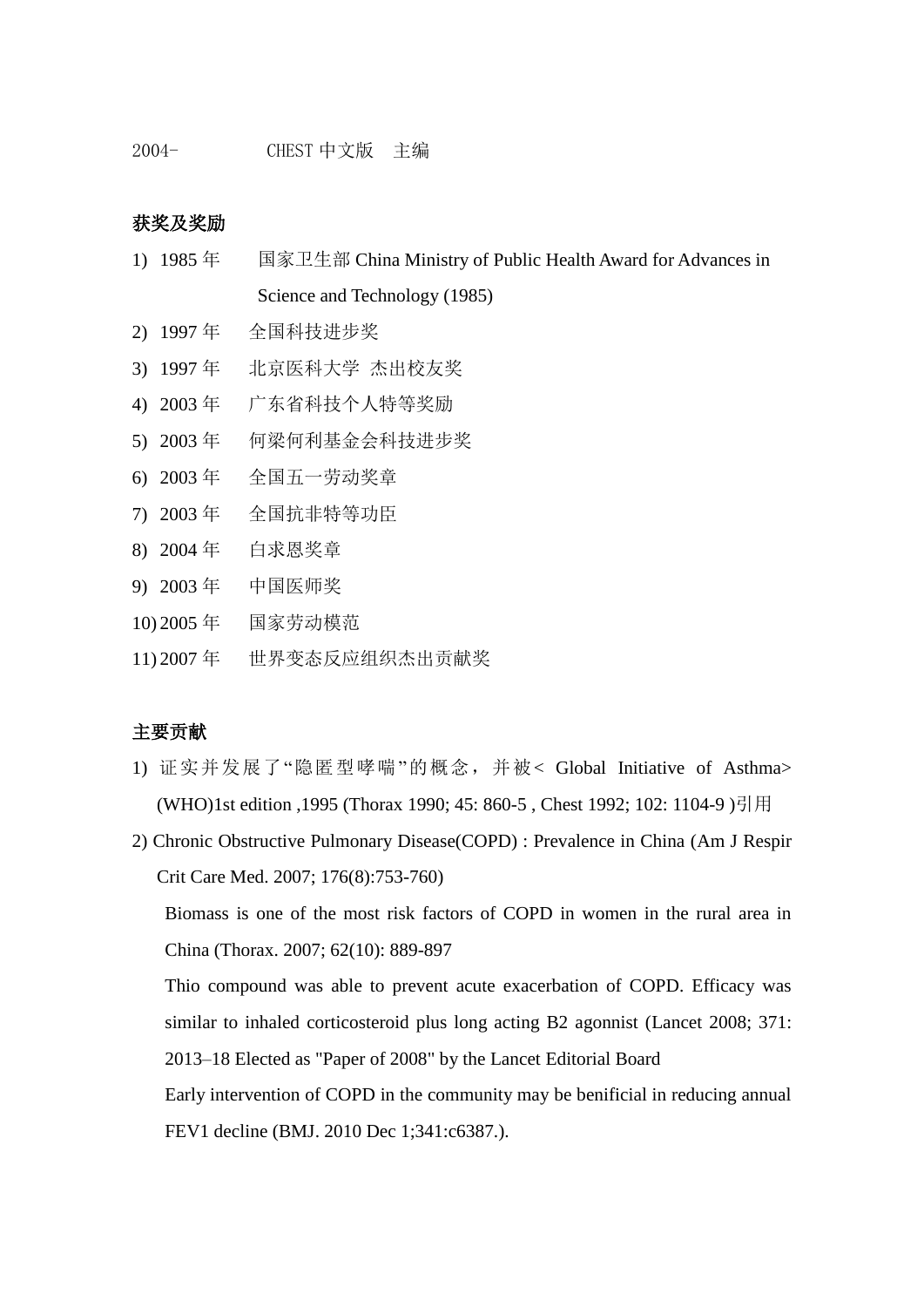2004-　　　CHEST 中文版　主编

**获奖及奖励**

1) 1985 年　国家卫生部 China Ministry of Public Health Award for Advances in Science and Technology (1985)
2) 1997 年　全国科技进步奖
3) 1997 年　北京医科大学 杰出校友奖
4) 2003 年　广东省科技个人特等奖励
5) 2003 年　何梁何利基金会科技进步奖
6) 2003 年　全国五一劳动奖章
7) 2003 年　全国抗非特等功臣
8) 2004 年　白求恩奖章
9) 2003 年　中国医师奖
10) 2005 年　国家劳动模范
11) 2007 年　世界变态反应组织杰出贡献奖

**主要贡献**

1) 证实并发展了"隐匿型哮喘"的概念，并被< Global Initiative of Asthma> (WHO)1st edition ,1995 (Thorax 1990; 45: 860-5 , Chest 1992; 102: 1104-9 )引用
2) Chronic Obstructive Pulmonary Disease(COPD) : Prevalence in China (Am J Respir Crit Care Med. 2007; 176(8):753-760)

   Biomass is one of the most risk factors of COPD in women in the rural area in China (Thorax. 2007; 62(10): 889-897

   Thio compound was able to prevent acute exacerbation of COPD. Efficacy was similar to inhaled corticosteroid plus long acting B2 agonnist (Lancet 2008; 371: 2013–18 Elected as "Paper of 2008" by the Lancet Editorial Board

   Early intervention of COPD in the community may be benificial in reducing annual FEV1 decline (BMJ. 2010 Dec 1;341:c6387.).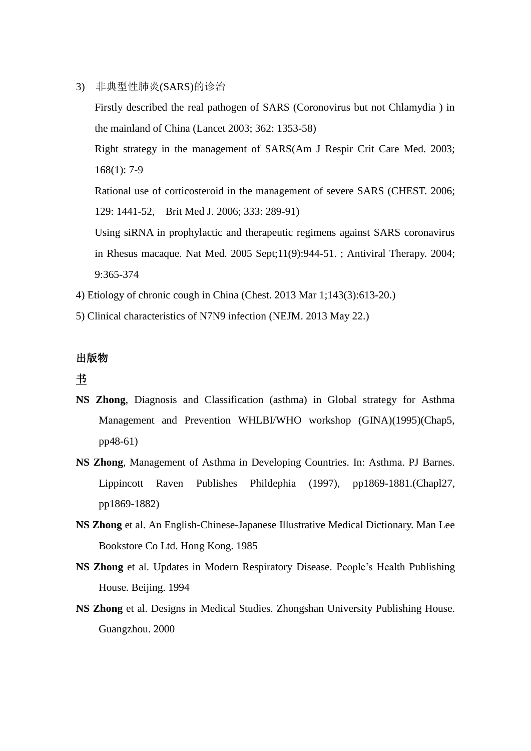3) 非典型性肺炎(SARS)的诊治

   Firstly described the real pathogen of SARS (Coronovirus but not Chlamydia ) in the mainland of China (Lancet 2003; 362: 1353-58)

   Right strategy in the management of SARS(Am J Respir Crit Care Med. 2003; 168(1): 7-9

   Rational use of corticosteroid in the management of severe SARS (CHEST. 2006; 129: 1441-52, Brit Med J. 2006; 333: 289-91)

   Using siRNA in prophylactic and therapeutic regimens against SARS coronavirus in Rhesus macaque. Nat Med. 2005 Sept;11(9):944-51. ; Antiviral Therapy. 2004; 9:365-374

4) Etiology of chronic cough in China (Chest. 2013 Mar 1;143(3):613-20.)

5) Clinical characteristics of N7N9 infection (NEJM. 2013 May 22.)

**出版物**

<u>书</u>

**NS Zhong**, Diagnosis and Classification (asthma) in Global strategy for Asthma Management and Prevention WHLBI/WHO workshop (GINA)(1995)(Chap5, pp48-61)

**NS Zhong**, Management of Asthma in Developing Countries. In: Asthma. PJ Barnes. Lippincott Raven Publishes Phildephia (1997), pp1869-1881.(Chapl27, pp1869-1882)

**NS Zhong** et al. An English-Chinese-Japanese Illustrative Medical Dictionary. Man Lee Bookstore Co Ltd. Hong Kong. 1985

**NS Zhong** et al. Updates in Modern Respiratory Disease. People's Health Publishing House. Beijing. 1994

**NS Zhong** et al. Designs in Medical Studies. Zhongshan University Publishing House. Guangzhou. 2000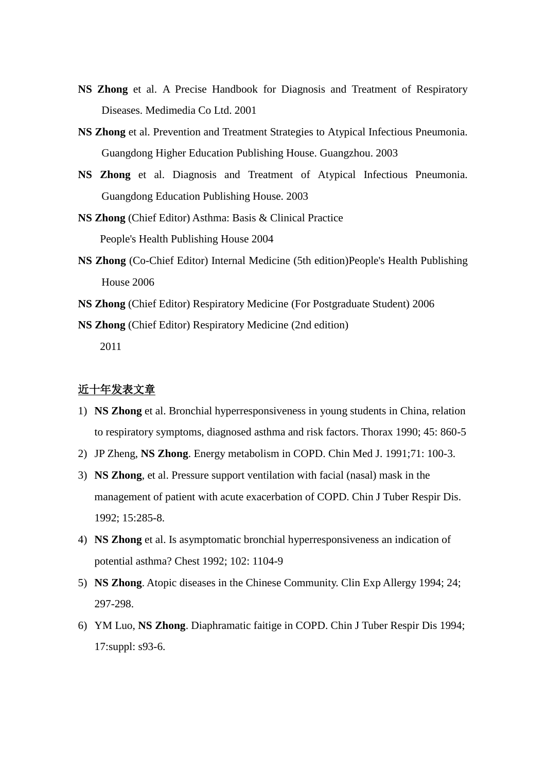**NS Zhong** et al. A Precise Handbook for Diagnosis and Treatment of Respiratory Diseases. Medimedia Co Ltd. 2001

**NS Zhong** et al. Prevention and Treatment Strategies to Atypical Infectious Pneumonia. Guangdong Higher Education Publishing House. Guangzhou. 2003

**NS Zhong** et al. Diagnosis and Treatment of Atypical Infectious Pneumonia. Guangdong Education Publishing House. 2003

**NS Zhong** (Chief Editor) Asthma: Basis & Clinical Practice People's Health Publishing House 2004

**NS Zhong** (Co-Chief Editor) Internal Medicine (5th edition)People's Health Publishing House 2006

**NS Zhong** (Chief Editor) Respiratory Medicine (For Postgraduate Student) 2006

**NS Zhong** (Chief Editor) Respiratory Medicine (2nd edition) 2011

<u>近十年发表文章</u>

1) **NS Zhong** et al. Bronchial hyperresponsiveness in young students in China, relation to respiratory symptoms, diagnosed asthma and risk factors. Thorax 1990; 45: 860-5
2) JP Zheng, **NS Zhong**. Energy metabolism in COPD. Chin Med J. 1991;71: 100-3.
3) **NS Zhong**, et al. Pressure support ventilation with facial (nasal) mask in the management of patient with acute exacerbation of COPD. Chin J Tuber Respir Dis. 1992; 15:285-8.
4) **NS Zhong** et al. Is asymptomatic bronchial hyperresponsiveness an indication of potential asthma? Chest 1992; 102: 1104-9
5) **NS Zhong**. Atopic diseases in the Chinese Community. Clin Exp Allergy 1994; 24; 297-298.
6) YM Luo, **NS Zhong**. Diaphramatic faitige in COPD. Chin J Tuber Respir Dis 1994; 17:suppl: s93-6.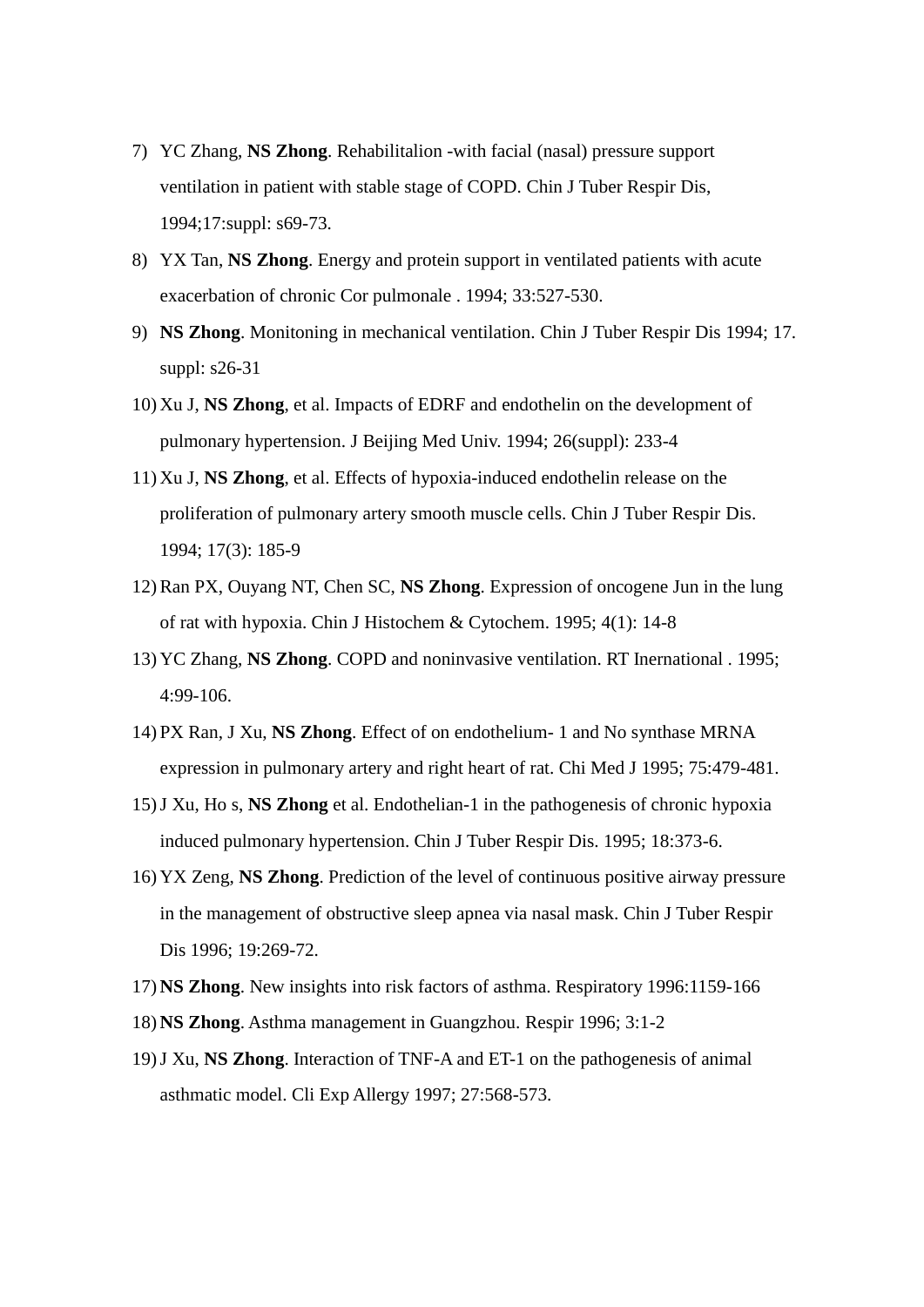7) YC Zhang, **NS Zhong**. Rehabilitalion -with facial (nasal) pressure support ventilation in patient with stable stage of COPD. Chin J Tuber Respir Dis, 1994;17:suppl: s69-73.
8) YX Tan, **NS Zhong**. Energy and protein support in ventilated patients with acute exacerbation of chronic Cor pulmonale . 1994; 33:527-530.
9) **NS Zhong**. Monitoning in mechanical ventilation. Chin J Tuber Respir Dis 1994; 17. suppl: s26-31
10) Xu J, **NS Zhong**, et al. Impacts of EDRF and endothelin on the development of pulmonary hypertension. J Beijing Med Univ. 1994; 26(suppl): 233-4
11) Xu J, **NS Zhong**, et al. Effects of hypoxia-induced endothelin release on the proliferation of pulmonary artery smooth muscle cells. Chin J Tuber Respir Dis. 1994; 17(3): 185-9
12) Ran PX, Ouyang NT, Chen SC, **NS Zhong**. Expression of oncogene Jun in the lung of rat with hypoxia. Chin J Histochem & Cytochem. 1995; 4(1): 14-8
13) YC Zhang, **NS Zhong**. COPD and noninvasive ventilation. RT Inernational . 1995; 4:99-106.
14) PX Ran, J Xu, **NS Zhong**. Effect of on endothelium- 1 and No synthase MRNA expression in pulmonary artery and right heart of rat. Chi Med J 1995; 75:479-481.
15) J Xu, Ho s, **NS Zhong** et al. Endothelian-1 in the pathogenesis of chronic hypoxia induced pulmonary hypertension. Chin J Tuber Respir Dis. 1995; 18:373-6.
16) YX Zeng, **NS Zhong**. Prediction of the level of continuous positive airway pressure in the management of obstructive sleep apnea via nasal mask. Chin J Tuber Respir Dis 1996; 19:269-72.
17) **NS Zhong**. New insights into risk factors of asthma. Respiratory 1996:1159-166
18) **NS Zhong**. Asthma management in Guangzhou. Respir 1996; 3:1-2
19) J Xu, **NS Zhong**. Interaction of TNF-A and ET-1 on the pathogenesis of animal asthmatic model. Cli Exp Allergy 1997; 27:568-573.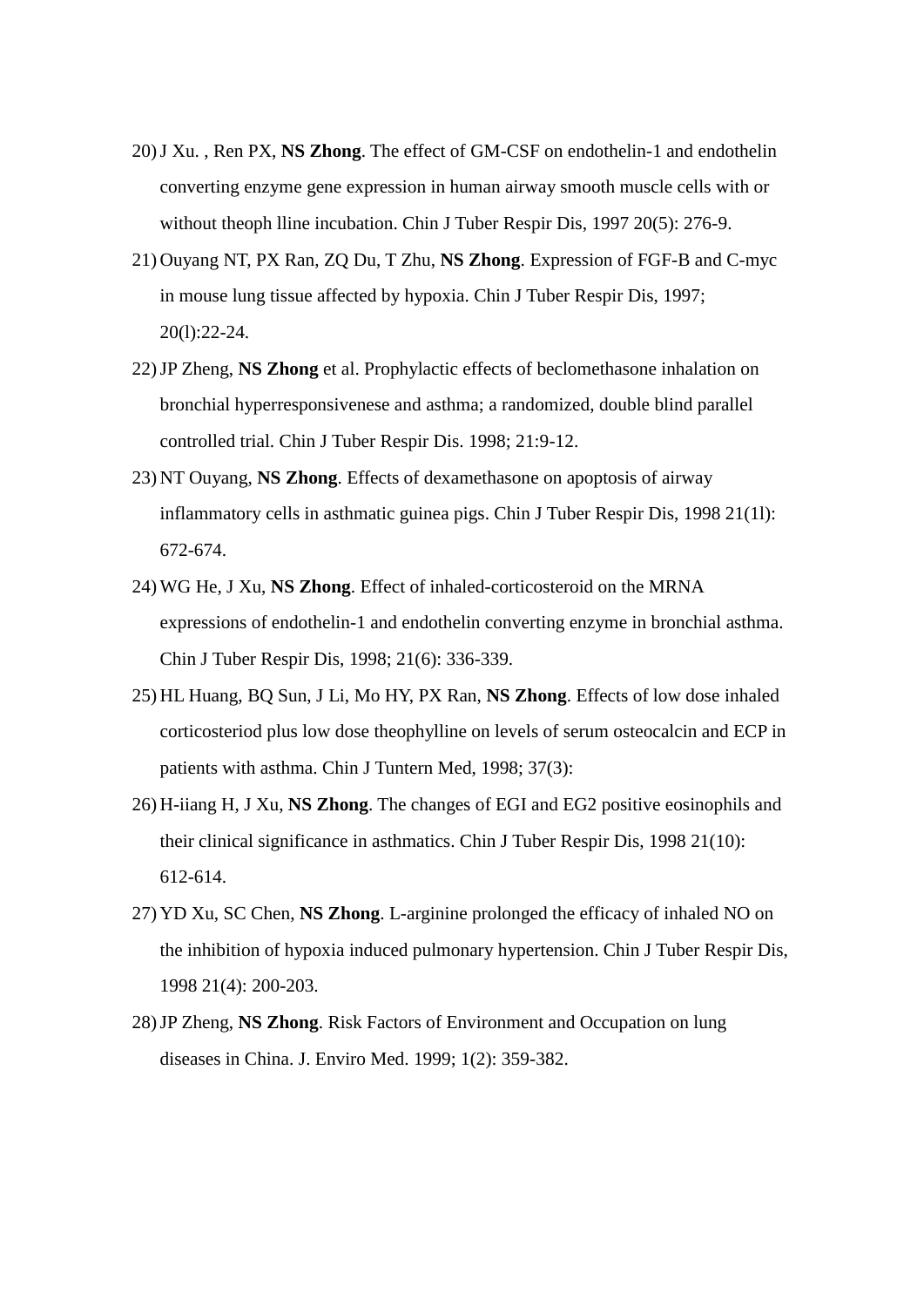20) J Xu. , Ren PX, **NS Zhong**. The effect of GM-CSF on endothelin-1 and endothelin converting enzyme gene expression in human airway smooth muscle cells with or without theoph lline incubation. Chin J Tuber Respir Dis, 1997 20(5): 276-9.
21) Ouyang NT, PX Ran, ZQ Du, T Zhu, **NS Zhong**. Expression of FGF-B and C-myc in mouse lung tissue affected by hypoxia. Chin J Tuber Respir Dis, 1997; 20(l):22-24.
22) JP Zheng, **NS Zhong** et al. Prophylactic effects of beclomethasone inhalation on bronchial hyperresponsivenese and asthma; a randomized, double blind parallel controlled trial. Chin J Tuber Respir Dis. 1998; 21:9-12.
23) NT Ouyang, **NS Zhong**. Effects of dexamethasone on apoptosis of airway inflammatory cells in asthmatic guinea pigs. Chin J Tuber Respir Dis, 1998 21(1l): 672-674.
24) WG He, J Xu, **NS Zhong**. Effect of inhaled-corticosteroid on the MRNA expressions of endothelin-1 and endothelin converting enzyme in bronchial asthma. Chin J Tuber Respir Dis, 1998; 21(6): 336-339.
25) HL Huang, BQ Sun, J Li, Mo HY, PX Ran, **NS Zhong**. Effects of low dose inhaled corticosteriod plus low dose theophylline on levels of serum osteocalcin and ECP in patients with asthma. Chin J Tuntern Med, 1998; 37(3):
26) H-iiang H, J Xu, **NS Zhong**. The changes of EGI and EG2 positive eosinophils and their clinical significance in asthmatics. Chin J Tuber Respir Dis, 1998 21(10): 612-614.
27) YD Xu, SC Chen, **NS Zhong**. L-arginine prolonged the efficacy of inhaled NO on the inhibition of hypoxia induced pulmonary hypertension. Chin J Tuber Respir Dis, 1998 21(4): 200-203.
28) JP Zheng, **NS Zhong**. Risk Factors of Environment and Occupation on lung diseases in China. J. Enviro Med. 1999; 1(2): 359-382.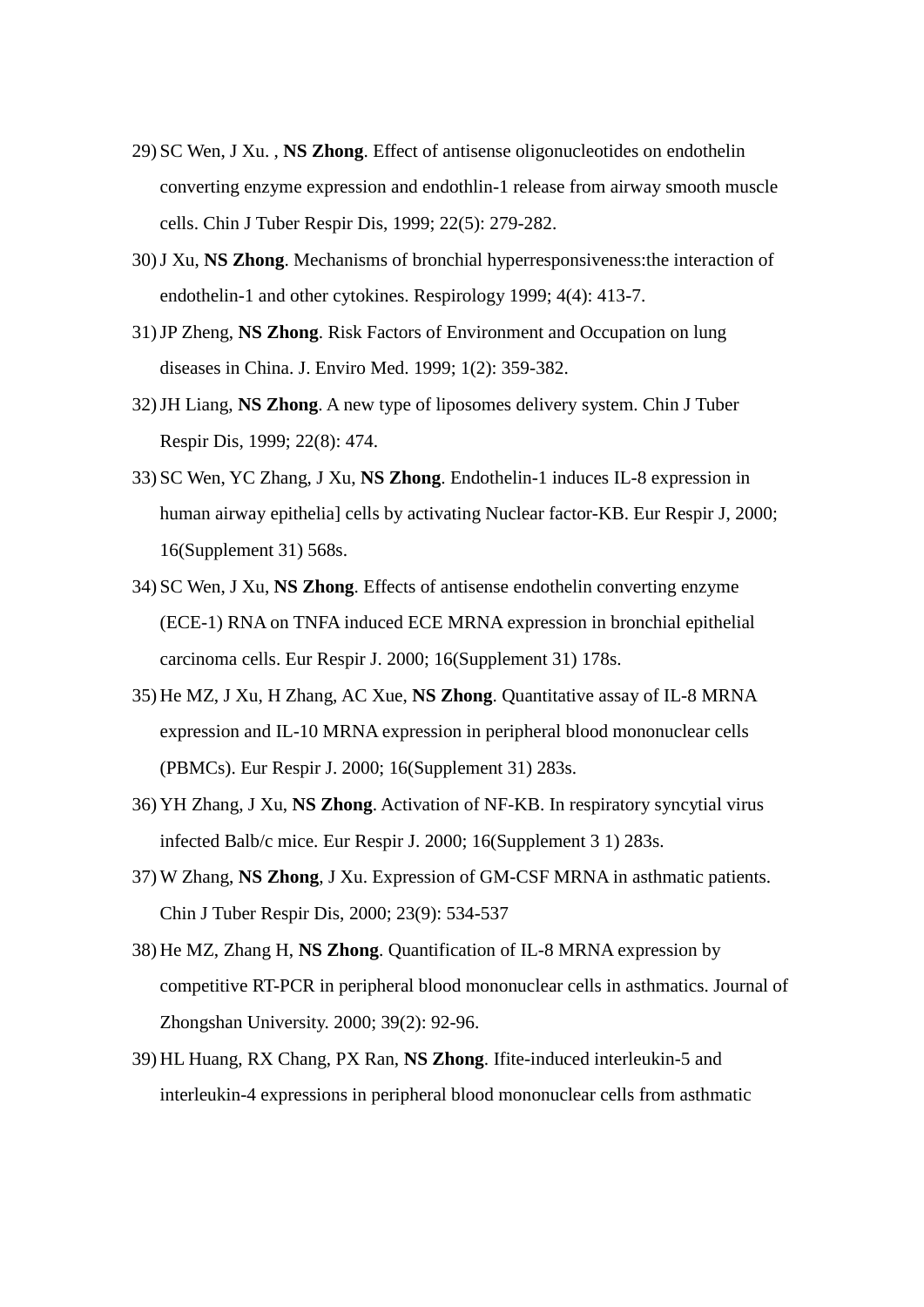29) SC Wen, J Xu. , **NS Zhong**. Effect of antisense oligonucleotides on endothelin converting enzyme expression and endothlin-1 release from airway smooth muscle cells. Chin J Tuber Respir Dis, 1999; 22(5): 279-282.

30) J Xu, **NS Zhong**. Mechanisms of bronchial hyperresponsiveness:the interaction of endothelin-1 and other cytokines. Respirology 1999; 4(4): 413-7.

31) JP Zheng, **NS Zhong**. Risk Factors of Environment and Occupation on lung diseases in China. J. Enviro Med. 1999; 1(2): 359-382.

32) JH Liang, **NS Zhong**. A new type of liposomes delivery system. Chin J Tuber Respir Dis, 1999; 22(8): 474.

33) SC Wen, YC Zhang, J Xu, **NS Zhong**. Endothelin-1 induces IL-8 expression in human airway epithelia] cells by activating Nuclear factor-KB. Eur Respir J, 2000; 16(Supplement 31) 568s.

34) SC Wen, J Xu, **NS Zhong**. Effects of antisense endothelin converting enzyme (ECE-1) RNA on TNFA induced ECE MRNA expression in bronchial epithelial carcinoma cells. Eur Respir J. 2000; 16(Supplement 31) 178s.

35) He MZ, J Xu, H Zhang, AC Xue, **NS Zhong**. Quantitative assay of IL-8 MRNA expression and IL-10 MRNA expression in peripheral blood mononuclear cells (PBMCs). Eur Respir J. 2000; 16(Supplement 31) 283s.

36) YH Zhang, J Xu, **NS Zhong**. Activation of NF-KB. In respiratory syncytial virus infected Balb/c mice. Eur Respir J. 2000; 16(Supplement 3 1) 283s.

37) W Zhang, **NS Zhong**, J Xu. Expression of GM-CSF MRNA in asthmatic patients. Chin J Tuber Respir Dis, 2000; 23(9): 534-537

38) He MZ, Zhang H, **NS Zhong**. Quantification of IL-8 MRNA expression by competitive RT-PCR in peripheral blood mononuclear cells in asthmatics. Journal of Zhongshan University. 2000; 39(2): 92-96.

39) HL Huang, RX Chang, PX Ran, **NS Zhong**. Ifite-induced interleukin-5 and interleukin-4 expressions in peripheral blood mononuclear cells from asthmatic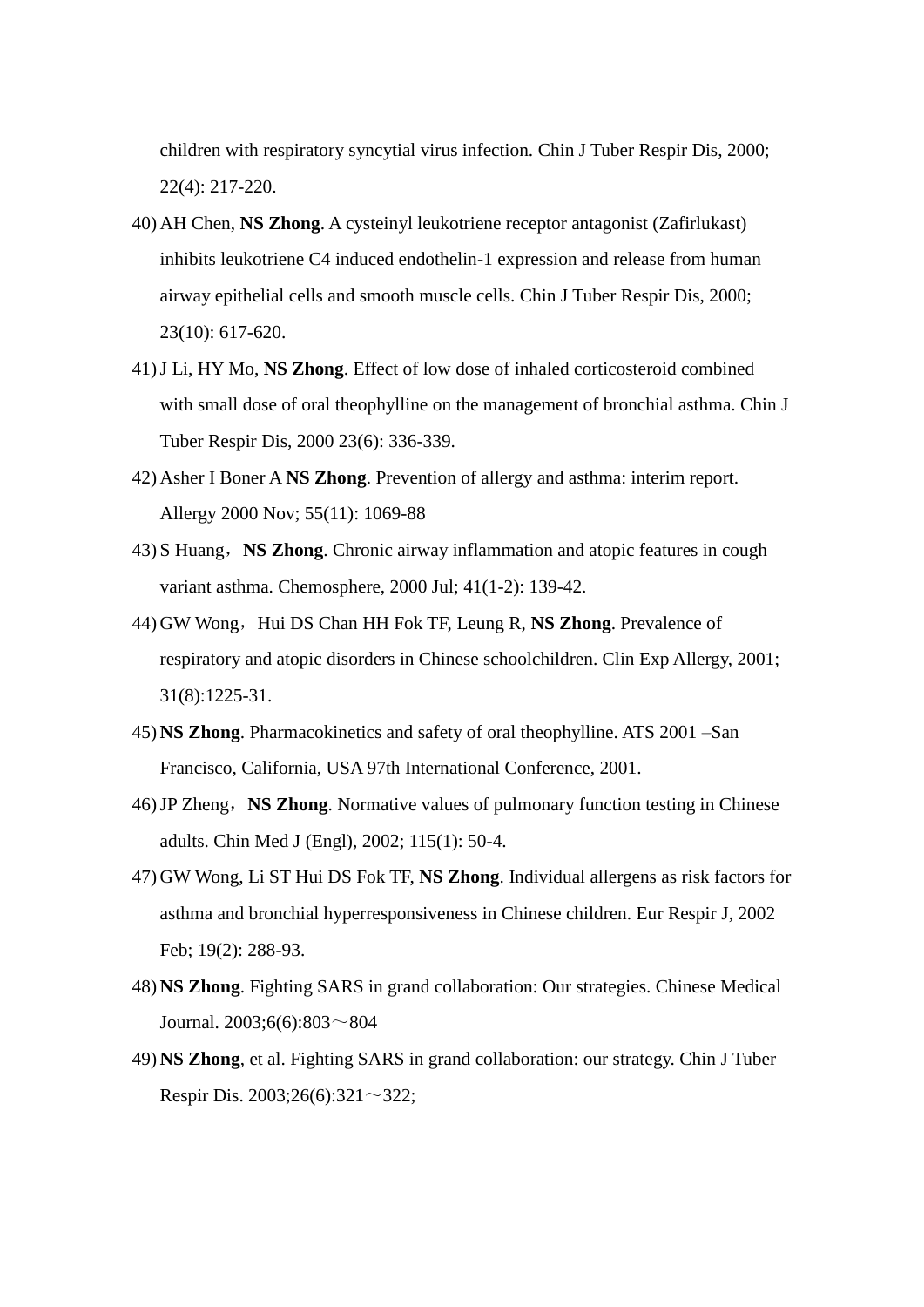children with respiratory syncytial virus infection. Chin J Tuber Respir Dis, 2000; 22(4): 217-220.

40) AH Chen, **NS Zhong**. A cysteinyl leukotriene receptor antagonist (Zafirlukast) inhibits leukotriene C4 induced endothelin-1 expression and release from human airway epithelial cells and smooth muscle cells. Chin J Tuber Respir Dis, 2000; 23(10): 617-620.
41) J Li, HY Mo, **NS Zhong**. Effect of low dose of inhaled corticosteroid combined with small dose of oral theophylline on the management of bronchial asthma. Chin J Tuber Respir Dis, 2000 23(6): 336-339.
42) Asher I Boner A **NS Zhong**. Prevention of allergy and asthma: interim report. Allergy 2000 Nov; 55(11): 1069-88
43) S Huang，**NS Zhong**. Chronic airway inflammation and atopic features in cough variant asthma. Chemosphere, 2000 Jul; 41(1-2): 139-42.
44) GW Wong，Hui DS Chan HH Fok TF, Leung R, **NS Zhong**. Prevalence of respiratory and atopic disorders in Chinese schoolchildren. Clin Exp Allergy, 2001; 31(8):1225-31.
45) **NS Zhong**. Pharmacokinetics and safety of oral theophylline. ATS 2001 –San Francisco, California, USA 97th International Conference, 2001.
46) JP Zheng，**NS Zhong**. Normative values of pulmonary function testing in Chinese adults. Chin Med J (Engl), 2002; 115(1): 50-4.
47) GW Wong, Li ST Hui DS Fok TF, **NS Zhong**. Individual allergens as risk factors for asthma and bronchial hyperresponsiveness in Chinese children. Eur Respir J, 2002 Feb; 19(2): 288-93.
48) **NS Zhong**. Fighting SARS in grand collaboration: Our strategies. Chinese Medical Journal. 2003;6(6):803～804
49) **NS Zhong**, et al. Fighting SARS in grand collaboration: our strategy. Chin J Tuber Respir Dis. 2003;26(6):321～322;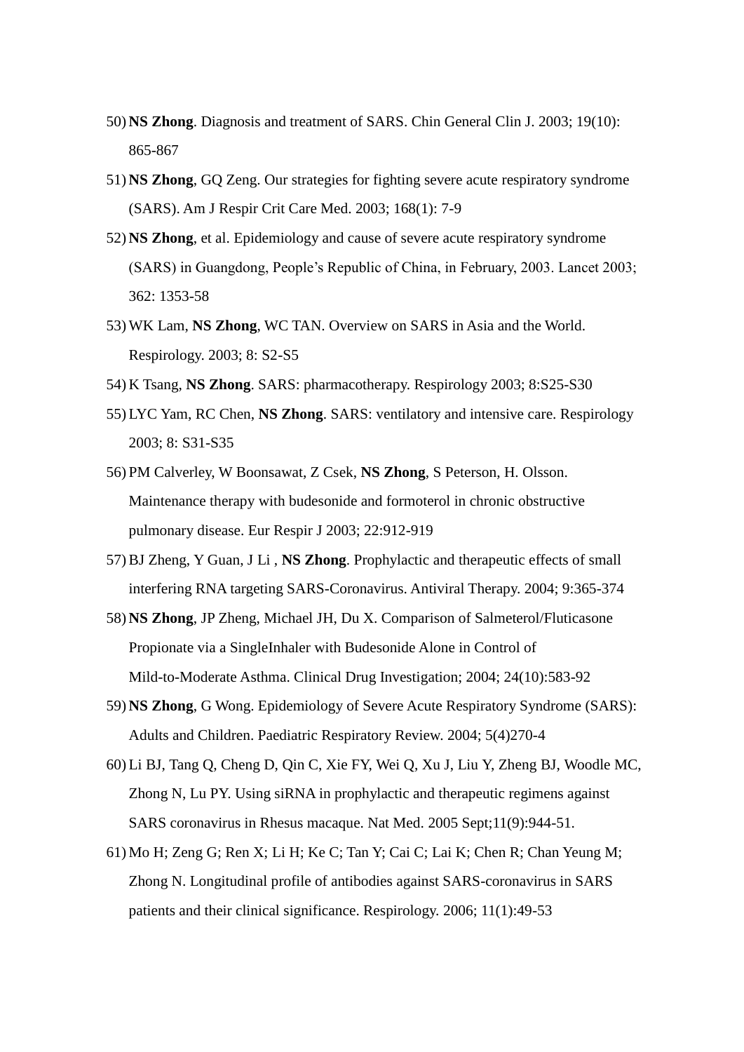50) **NS Zhong**. Diagnosis and treatment of SARS. Chin General Clin J. 2003; 19(10): 865-867

51) **NS Zhong**, GQ Zeng. Our strategies for fighting severe acute respiratory syndrome (SARS). Am J Respir Crit Care Med. 2003; 168(1): 7-9

52) **NS Zhong**, et al. Epidemiology and cause of severe acute respiratory syndrome (SARS) in Guangdong, People's Republic of China, in February, 2003. Lancet 2003; 362: 1353-58

53) WK Lam, **NS Zhong**, WC TAN. Overview on SARS in Asia and the World. Respirology. 2003; 8: S2-S5

54) K Tsang, **NS Zhong**. SARS: pharmacotherapy. Respirology 2003; 8:S25-S30

55) LYC Yam, RC Chen, **NS Zhong**. SARS: ventilatory and intensive care. Respirology 2003; 8: S31-S35

56) PM Calverley, W Boonsawat, Z Csek, **NS Zhong**, S Peterson, H. Olsson. Maintenance therapy with budesonide and formoterol in chronic obstructive pulmonary disease. Eur Respir J 2003; 22:912-919

57) BJ Zheng, Y Guan, J Li , **NS Zhong**. Prophylactic and therapeutic effects of small interfering RNA targeting SARS-Coronavirus. Antiviral Therapy. 2004; 9:365-374

58) **NS Zhong**, JP Zheng, Michael JH, Du X. Comparison of Salmeterol/Fluticasone Propionate via a SingleInhaler with Budesonide Alone in Control of Mild-to-Moderate Asthma. Clinical Drug Investigation; 2004; 24(10):583-92

59) **NS Zhong**, G Wong. Epidemiology of Severe Acute Respiratory Syndrome (SARS): Adults and Children. Paediatric Respiratory Review. 2004; 5(4)270-4

60) Li BJ, Tang Q, Cheng D, Qin C, Xie FY, Wei Q, Xu J, Liu Y, Zheng BJ, Woodle MC, Zhong N, Lu PY. Using siRNA in prophylactic and therapeutic regimens against SARS coronavirus in Rhesus macaque. Nat Med. 2005 Sept;11(9):944-51.

61) Mo H; Zeng G; Ren X; Li H; Ke C; Tan Y; Cai C; Lai K; Chen R; Chan Yeung M; Zhong N. Longitudinal profile of antibodies against SARS-coronavirus in SARS patients and their clinical significance. Respirology. 2006; 11(1):49-53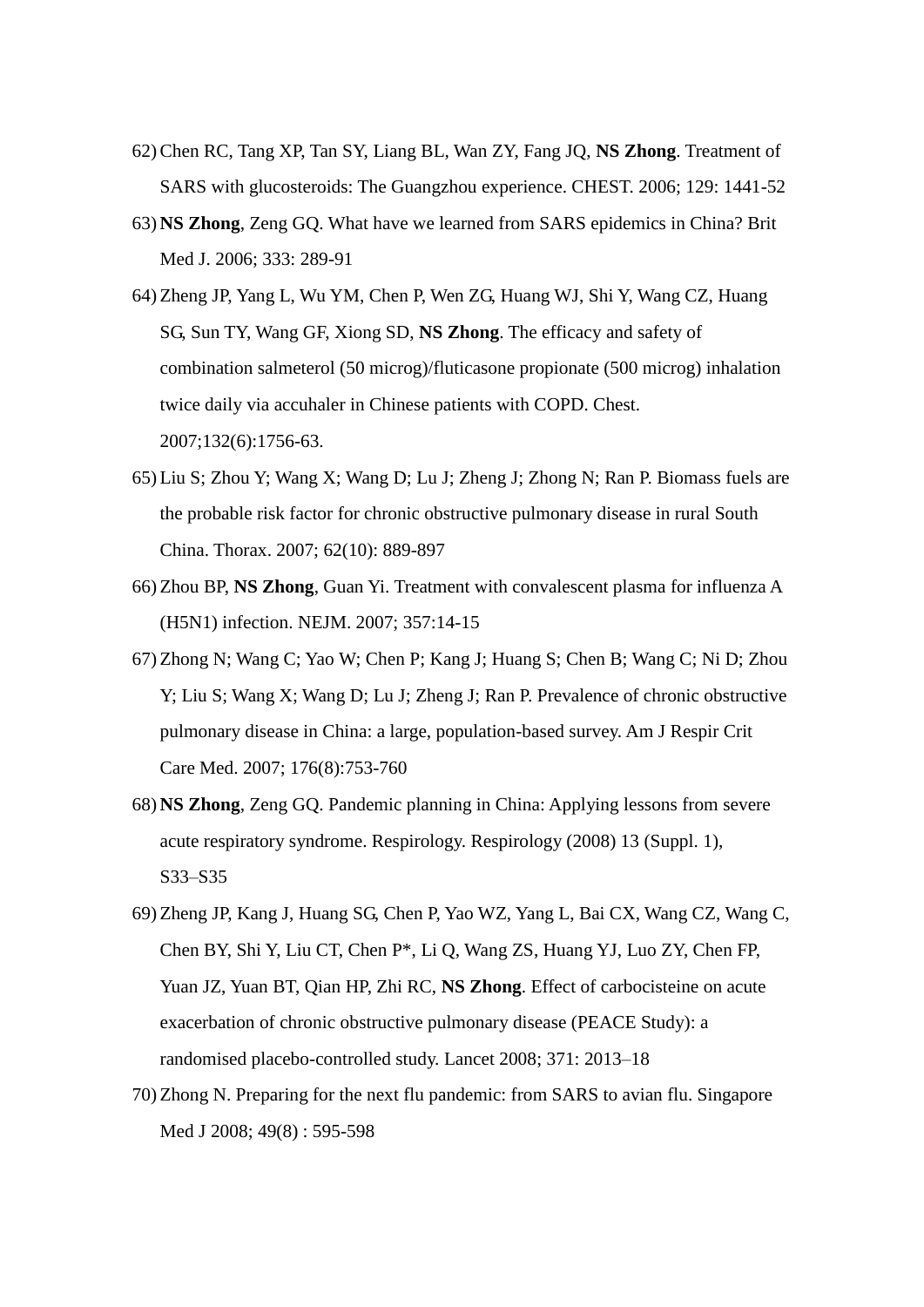62) Chen RC, Tang XP, Tan SY, Liang BL, Wan ZY, Fang JQ, **NS Zhong**. Treatment of SARS with glucosteroids: The Guangzhou experience. CHEST. 2006; 129: 1441-52

63) **NS Zhong**, Zeng GQ. What have we learned from SARS epidemics in China? Brit Med J. 2006; 333: 289-91

64) Zheng JP, Yang L, Wu YM, Chen P, Wen ZG, Huang WJ, Shi Y, Wang CZ, Huang SG, Sun TY, Wang GF, Xiong SD, **NS Zhong**. The efficacy and safety of combination salmeterol (50 microg)/fluticasone propionate (500 microg) inhalation twice daily via accuhaler in Chinese patients with COPD. Chest. 2007;132(6):1756-63.

65) Liu S; Zhou Y; Wang X; Wang D; Lu J; Zheng J; Zhong N; Ran P. Biomass fuels are the probable risk factor for chronic obstructive pulmonary disease in rural South China. Thorax. 2007; 62(10): 889-897

66) Zhou BP, **NS Zhong**, Guan Yi. Treatment with convalescent plasma for influenza A (H5N1) infection. NEJM. 2007; 357:14-15

67) Zhong N; Wang C; Yao W; Chen P; Kang J; Huang S; Chen B; Wang C; Ni D; Zhou Y; Liu S; Wang X; Wang D; Lu J; Zheng J; Ran P. Prevalence of chronic obstructive pulmonary disease in China: a large, population-based survey. Am J Respir Crit Care Med. 2007; 176(8):753-760

68) **NS Zhong**, Zeng GQ. Pandemic planning in China: Applying lessons from severe acute respiratory syndrome. Respirology. Respirology (2008) 13 (Suppl. 1), S33–S35

69) Zheng JP, Kang J, Huang SG, Chen P, Yao WZ, Yang L, Bai CX, Wang CZ, Wang C, Chen BY, Shi Y, Liu CT, Chen P*, Li Q, Wang ZS, Huang YJ, Luo ZY, Chen FP, Yuan JZ, Yuan BT, Qian HP, Zhi RC, **NS Zhong**. Effect of carbocisteine on acute exacerbation of chronic obstructive pulmonary disease (PEACE Study): a randomised placebo-controlled study. Lancet 2008; 371: 2013–18

70) Zhong N. Preparing for the next flu pandemic: from SARS to avian flu. Singapore Med J 2008; 49(8) : 595-598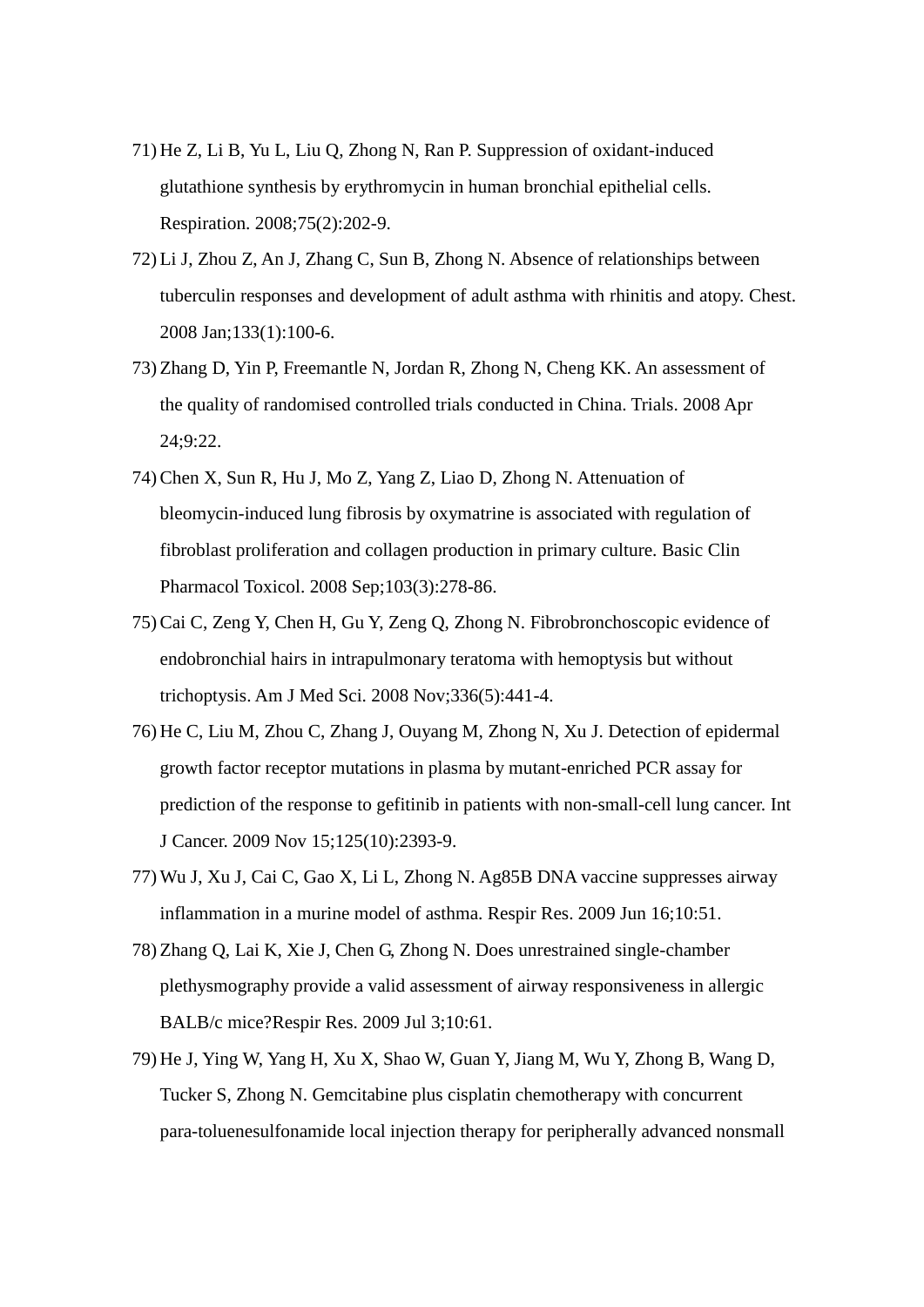71) He Z, Li B, Yu L, Liu Q, Zhong N, Ran P. Suppression of oxidant-induced glutathione synthesis by erythromycin in human bronchial epithelial cells. Respiration. 2008;75(2):202-9.
72) Li J, Zhou Z, An J, Zhang C, Sun B, Zhong N. Absence of relationships between tuberculin responses and development of adult asthma with rhinitis and atopy. Chest. 2008 Jan;133(1):100-6.
73) Zhang D, Yin P, Freemantle N, Jordan R, Zhong N, Cheng KK. An assessment of the quality of randomised controlled trials conducted in China. Trials. 2008 Apr 24;9:22.
74) Chen X, Sun R, Hu J, Mo Z, Yang Z, Liao D, Zhong N. Attenuation of bleomycin-induced lung fibrosis by oxymatrine is associated with regulation of fibroblast proliferation and collagen production in primary culture. Basic Clin Pharmacol Toxicol. 2008 Sep;103(3):278-86.
75) Cai C, Zeng Y, Chen H, Gu Y, Zeng Q, Zhong N. Fibrobronchoscopic evidence of endobronchial hairs in intrapulmonary teratoma with hemoptysis but without trichoptysis. Am J Med Sci. 2008 Nov;336(5):441-4.
76) He C, Liu M, Zhou C, Zhang J, Ouyang M, Zhong N, Xu J. Detection of epidermal growth factor receptor mutations in plasma by mutant-enriched PCR assay for prediction of the response to gefitinib in patients with non-small-cell lung cancer. Int J Cancer. 2009 Nov 15;125(10):2393-9.
77) Wu J, Xu J, Cai C, Gao X, Li L, Zhong N. Ag85B DNA vaccine suppresses airway inflammation in a murine model of asthma. Respir Res. 2009 Jun 16;10:51.
78) Zhang Q, Lai K, Xie J, Chen G, Zhong N. Does unrestrained single-chamber plethysmography provide a valid assessment of airway responsiveness in allergic BALB/c mice?Respir Res. 2009 Jul 3;10:61.
79) He J, Ying W, Yang H, Xu X, Shao W, Guan Y, Jiang M, Wu Y, Zhong B, Wang D, Tucker S, Zhong N. Gemcitabine plus cisplatin chemotherapy with concurrent para-toluenesulfonamide local injection therapy for peripherally advanced nonsmall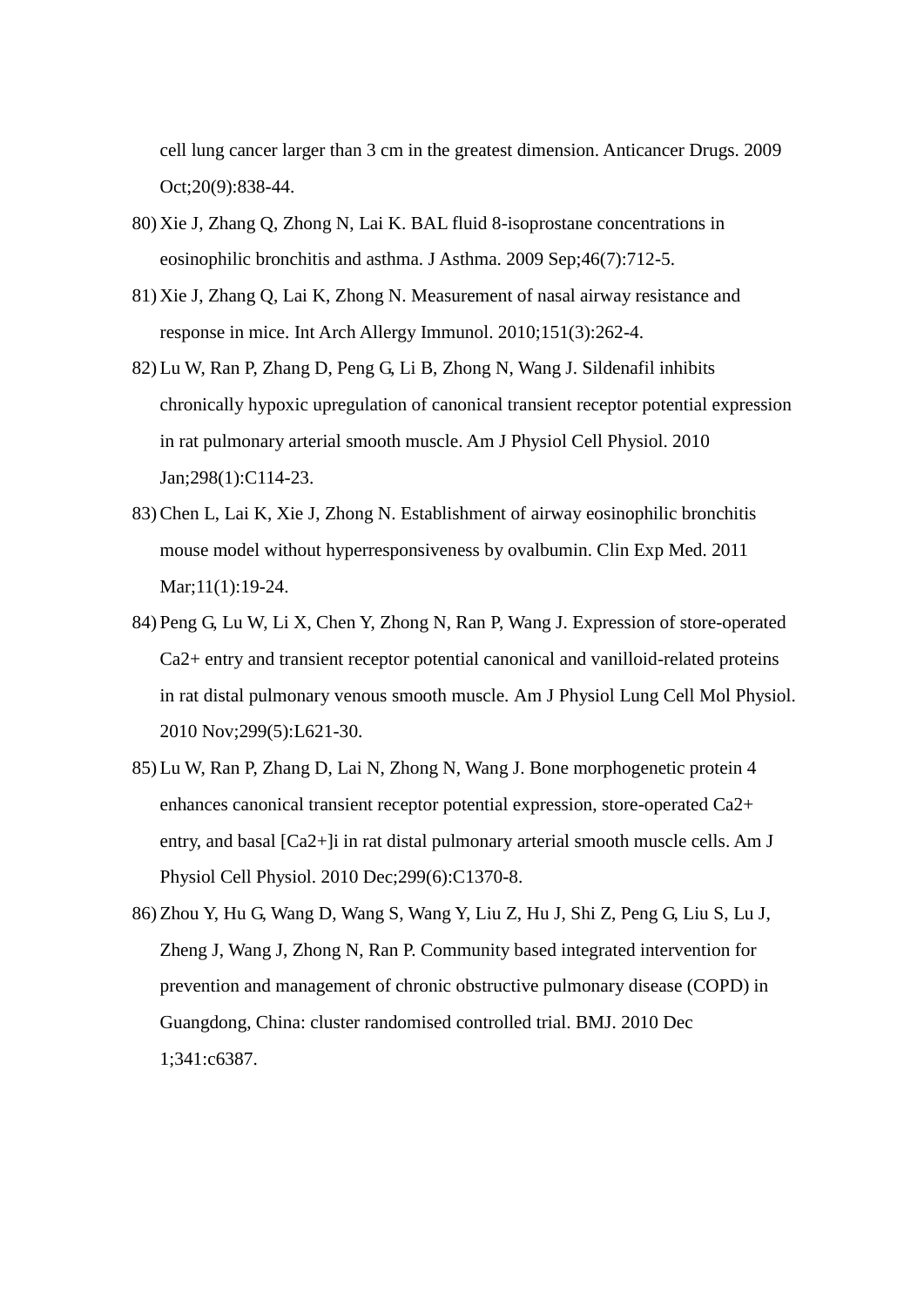cell lung cancer larger than 3 cm in the greatest dimension. Anticancer Drugs. 2009 Oct;20(9):838-44.

80) Xie J, Zhang Q, Zhong N, Lai K. BAL fluid 8-isoprostane concentrations in eosinophilic bronchitis and asthma. J Asthma. 2009 Sep;46(7):712-5.

81) Xie J, Zhang Q, Lai K, Zhong N. Measurement of nasal airway resistance and response in mice. Int Arch Allergy Immunol. 2010;151(3):262-4.

82) Lu W, Ran P, Zhang D, Peng G, Li B, Zhong N, Wang J. Sildenafil inhibits chronically hypoxic upregulation of canonical transient receptor potential expression in rat pulmonary arterial smooth muscle. Am J Physiol Cell Physiol. 2010 Jan;298(1):C114-23.

83) Chen L, Lai K, Xie J, Zhong N. Establishment of airway eosinophilic bronchitis mouse model without hyperresponsiveness by ovalbumin. Clin Exp Med. 2011 Mar;11(1):19-24.

84) Peng G, Lu W, Li X, Chen Y, Zhong N, Ran P, Wang J. Expression of store-operated $Ca^{2+}$ entry and transient receptor potential canonical and vanilloid-related proteins in rat distal pulmonary venous smooth muscle. Am J Physiol Lung Cell Mol Physiol. 2010 Nov;299(5):L621-30.

85) Lu W, Ran P, Zhang D, Lai N, Zhong N, Wang J. Bone morphogenetic protein 4 enhances canonical transient receptor potential expression, store-operated $Ca^{2+}$ entry, and basal $[Ca^{2+}]_i$ in rat distal pulmonary arterial smooth muscle cells. Am J Physiol Cell Physiol. 2010 Dec;299(6):C1370-8.

86) Zhou Y, Hu G, Wang D, Wang S, Wang Y, Liu Z, Hu J, Shi Z, Peng G, Liu S, Lu J, Zheng J, Wang J, Zhong N, Ran P. Community based integrated intervention for prevention and management of chronic obstructive pulmonary disease (COPD) in Guangdong, China: cluster randomised controlled trial. BMJ. 2010 Dec 1;341:c6387.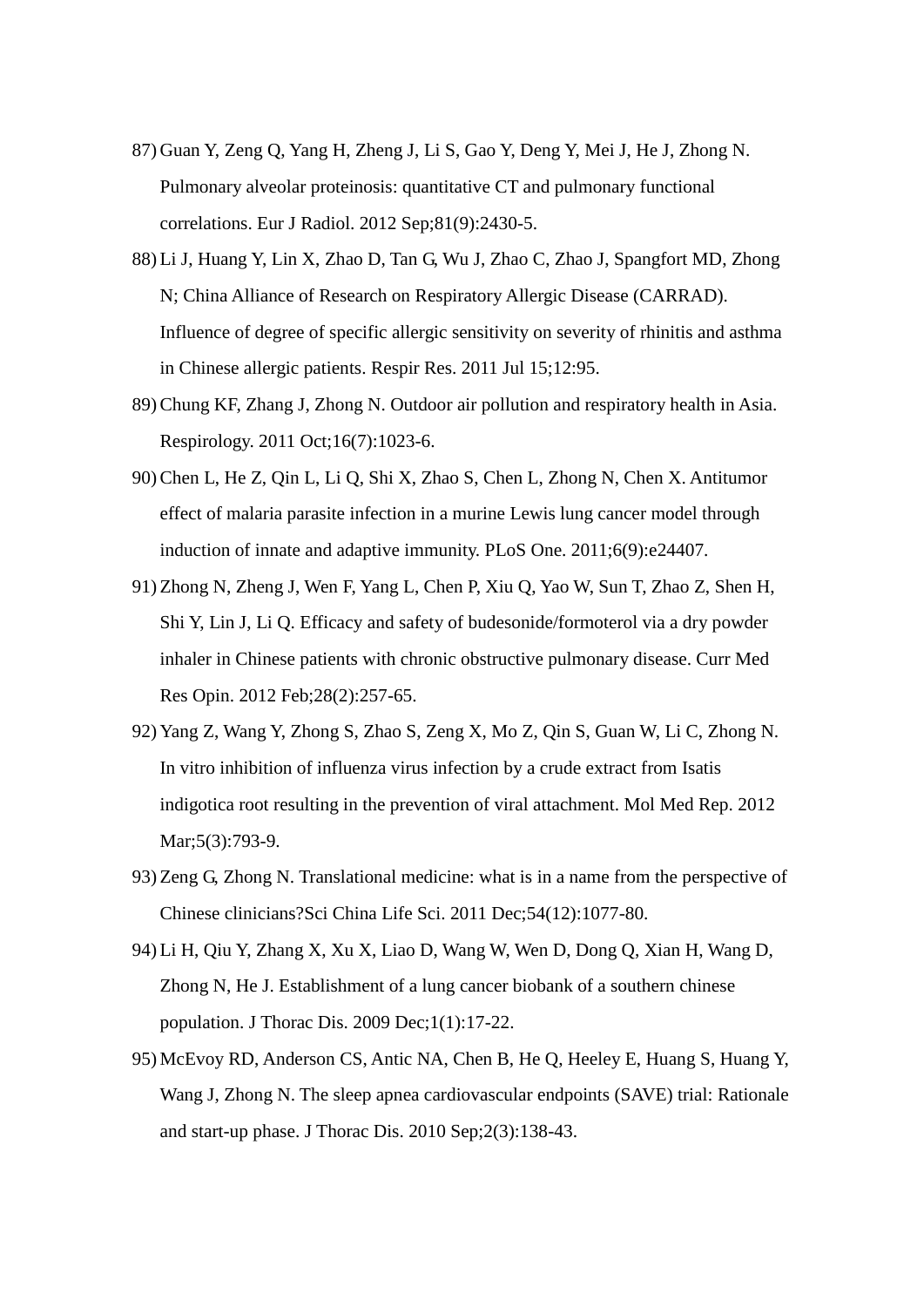87) Guan Y, Zeng Q, Yang H, Zheng J, Li S, Gao Y, Deng Y, Mei J, He J, Zhong N. Pulmonary alveolar proteinosis: quantitative CT and pulmonary functional correlations. Eur J Radiol. 2012 Sep;81(9):2430-5.
88) Li J, Huang Y, Lin X, Zhao D, Tan G, Wu J, Zhao C, Zhao J, Spangfort MD, Zhong N; China Alliance of Research on Respiratory Allergic Disease (CARRAD). Influence of degree of specific allergic sensitivity on severity of rhinitis and asthma in Chinese allergic patients. Respir Res. 2011 Jul 15;12:95.
89) Chung KF, Zhang J, Zhong N. Outdoor air pollution and respiratory health in Asia. Respirology. 2011 Oct;16(7):1023-6.
90) Chen L, He Z, Qin L, Li Q, Shi X, Zhao S, Chen L, Zhong N, Chen X. Antitumor effect of malaria parasite infection in a murine Lewis lung cancer model through induction of innate and adaptive immunity. PLoS One. 2011;6(9):e24407.
91) Zhong N, Zheng J, Wen F, Yang L, Chen P, Xiu Q, Yao W, Sun T, Zhao Z, Shen H, Shi Y, Lin J, Li Q. Efficacy and safety of budesonide/formoterol via a dry powder inhaler in Chinese patients with chronic obstructive pulmonary disease. Curr Med Res Opin. 2012 Feb;28(2):257-65.
92) Yang Z, Wang Y, Zhong S, Zhao S, Zeng X, Mo Z, Qin S, Guan W, Li C, Zhong N. In vitro inhibition of influenza virus infection by a crude extract from Isatis indigotica root resulting in the prevention of viral attachment. Mol Med Rep. 2012 Mar;5(3):793-9.
93) Zeng G, Zhong N. Translational medicine: what is in a name from the perspective of Chinese clinicians?Sci China Life Sci. 2011 Dec;54(12):1077-80.
94) Li H, Qiu Y, Zhang X, Xu X, Liao D, Wang W, Wen D, Dong Q, Xian H, Wang D, Zhong N, He J. Establishment of a lung cancer biobank of a southern chinese population. J Thorac Dis. 2009 Dec;1(1):17-22.
95) McEvoy RD, Anderson CS, Antic NA, Chen B, He Q, Heeley E, Huang S, Huang Y, Wang J, Zhong N. The sleep apnea cardiovascular endpoints (SAVE) trial: Rationale and start-up phase. J Thorac Dis. 2010 Sep;2(3):138-43.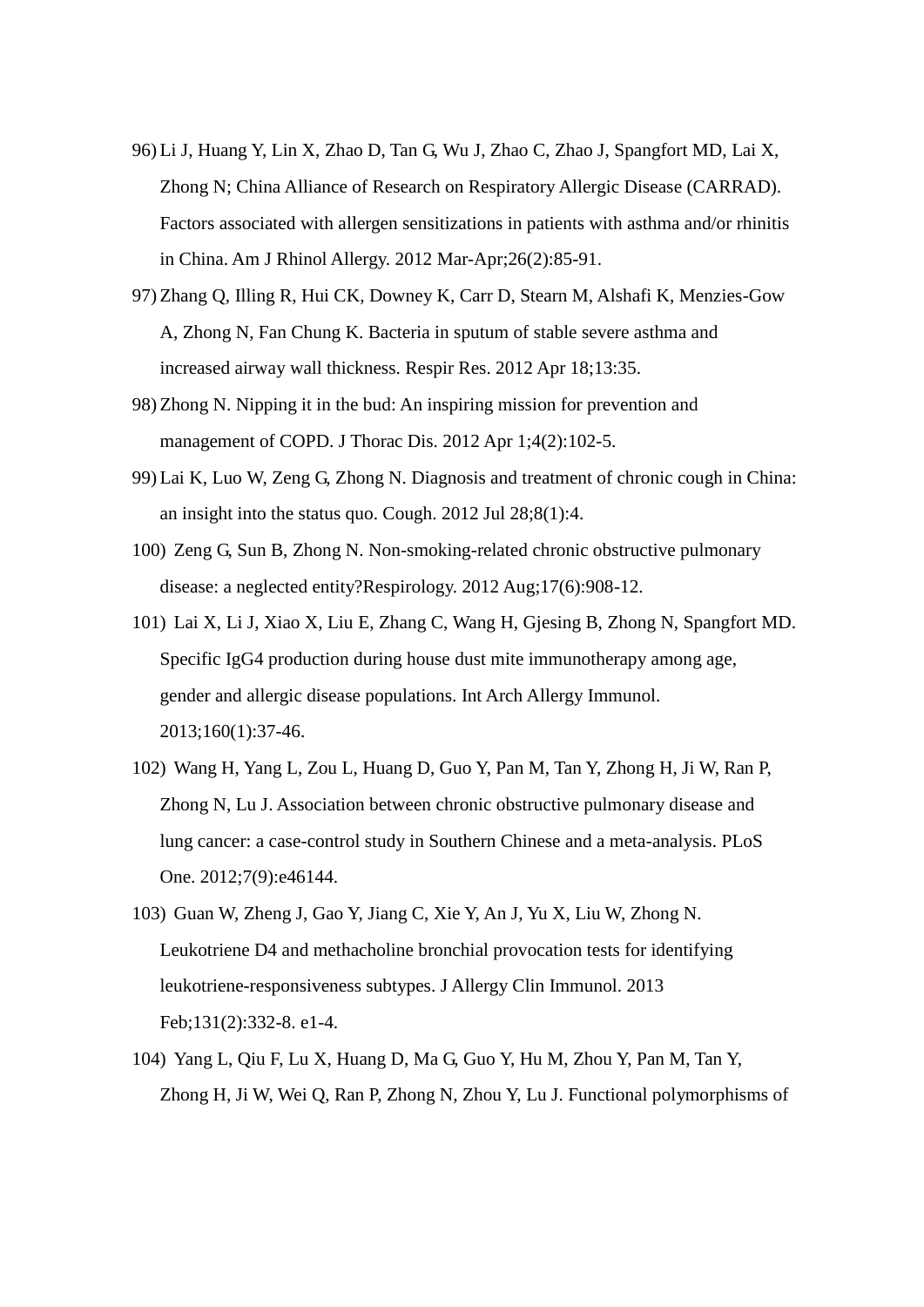96) Li J, Huang Y, Lin X, Zhao D, Tan G, Wu J, Zhao C, Zhao J, Spangfort MD, Lai X, Zhong N; China Alliance of Research on Respiratory Allergic Disease (CARRAD). Factors associated with allergen sensitizations in patients with asthma and/or rhinitis in China. Am J Rhinol Allergy. 2012 Mar-Apr;26(2):85-91.

97) Zhang Q, Illing R, Hui CK, Downey K, Carr D, Stearn M, Alshafi K, Menzies-Gow A, Zhong N, Fan Chung K. Bacteria in sputum of stable severe asthma and increased airway wall thickness. Respir Res. 2012 Apr 18;13:35.

98) Zhong N. Nipping it in the bud: An inspiring mission for prevention and management of COPD. J Thorac Dis. 2012 Apr 1;4(2):102-5.

99) Lai K, Luo W, Zeng G, Zhong N. Diagnosis and treatment of chronic cough in China: an insight into the status quo. Cough. 2012 Jul 28;8(1):4.

100) Zeng G, Sun B, Zhong N. Non-smoking-related chronic obstructive pulmonary disease: a neglected entity?Respirology. 2012 Aug;17(6):908-12.

101) Lai X, Li J, Xiao X, Liu E, Zhang C, Wang H, Gjesing B, Zhong N, Spangfort MD. Specific IgG4 production during house dust mite immunotherapy among age, gender and allergic disease populations. Int Arch Allergy Immunol. 2013;160(1):37-46.

102) Wang H, Yang L, Zou L, Huang D, Guo Y, Pan M, Tan Y, Zhong H, Ji W, Ran P, Zhong N, Lu J. Association between chronic obstructive pulmonary disease and lung cancer: a case-control study in Southern Chinese and a meta-analysis. PLoS One. 2012;7(9):e46144.

103) Guan W, Zheng J, Gao Y, Jiang C, Xie Y, An J, Yu X, Liu W, Zhong N. Leukotriene D4 and methacholine bronchial provocation tests for identifying leukotriene-responsiveness subtypes. J Allergy Clin Immunol. 2013 Feb;131(2):332-8. e1-4.

104) Yang L, Qiu F, Lu X, Huang D, Ma G, Guo Y, Hu M, Zhou Y, Pan M, Tan Y, Zhong H, Ji W, Wei Q, Ran P, Zhong N, Zhou Y, Lu J. Functional polymorphisms of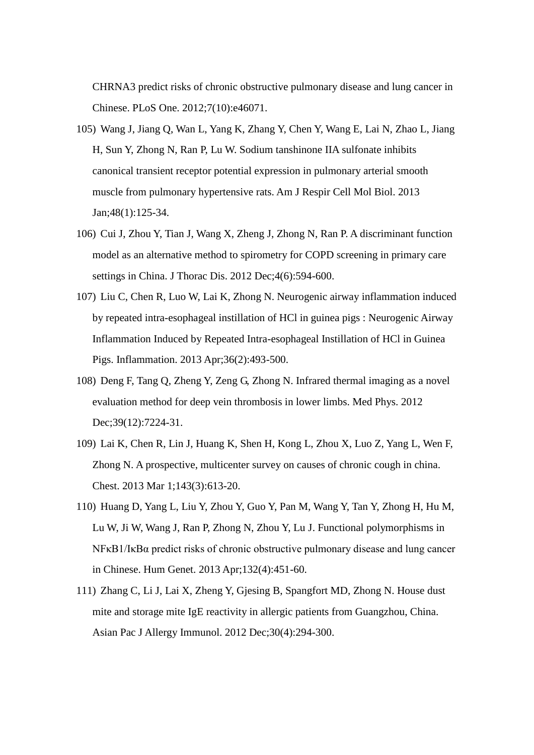CHRNA3 predict risks of chronic obstructive pulmonary disease and lung cancer in Chinese. PLoS One. 2012;7(10):e46071.

105) Wang J, Jiang Q, Wan L, Yang K, Zhang Y, Chen Y, Wang E, Lai N, Zhao L, Jiang H, Sun Y, Zhong N, Ran P, Lu W. Sodium tanshinone IIA sulfonate inhibits canonical transient receptor potential expression in pulmonary arterial smooth muscle from pulmonary hypertensive rats. Am J Respir Cell Mol Biol. 2013 Jan;48(1):125-34.

106) Cui J, Zhou Y, Tian J, Wang X, Zheng J, Zhong N, Ran P. A discriminant function model as an alternative method to spirometry for COPD screening in primary care settings in China. J Thorac Dis. 2012 Dec;4(6):594-600.

107) Liu C, Chen R, Luo W, Lai K, Zhong N. Neurogenic airway inflammation induced by repeated intra-esophageal instillation of HCl in guinea pigs : Neurogenic Airway Inflammation Induced by Repeated Intra-esophageal Instillation of HCl in Guinea Pigs. Inflammation. 2013 Apr;36(2):493-500.

108) Deng F, Tang Q, Zheng Y, Zeng G, Zhong N. Infrared thermal imaging as a novel evaluation method for deep vein thrombosis in lower limbs. Med Phys. 2012 Dec;39(12):7224-31.

109) Lai K, Chen R, Lin J, Huang K, Shen H, Kong L, Zhou X, Luo Z, Yang L, Wen F, Zhong N. A prospective, multicenter survey on causes of chronic cough in china. Chest. 2013 Mar 1;143(3):613-20.

110) Huang D, Yang L, Liu Y, Zhou Y, Guo Y, Pan M, Wang Y, Tan Y, Zhong H, Hu M, Lu W, Ji W, Wang J, Ran P, Zhong N, Zhou Y, Lu J. Functional polymorphisms in NFκB1/IκBα predict risks of chronic obstructive pulmonary disease and lung cancer in Chinese. Hum Genet. 2013 Apr;132(4):451-60.

111) Zhang C, Li J, Lai X, Zheng Y, Gjesing B, Spangfort MD, Zhong N. House dust mite and storage mite IgE reactivity in allergic patients from Guangzhou, China. Asian Pac J Allergy Immunol. 2012 Dec;30(4):294-300.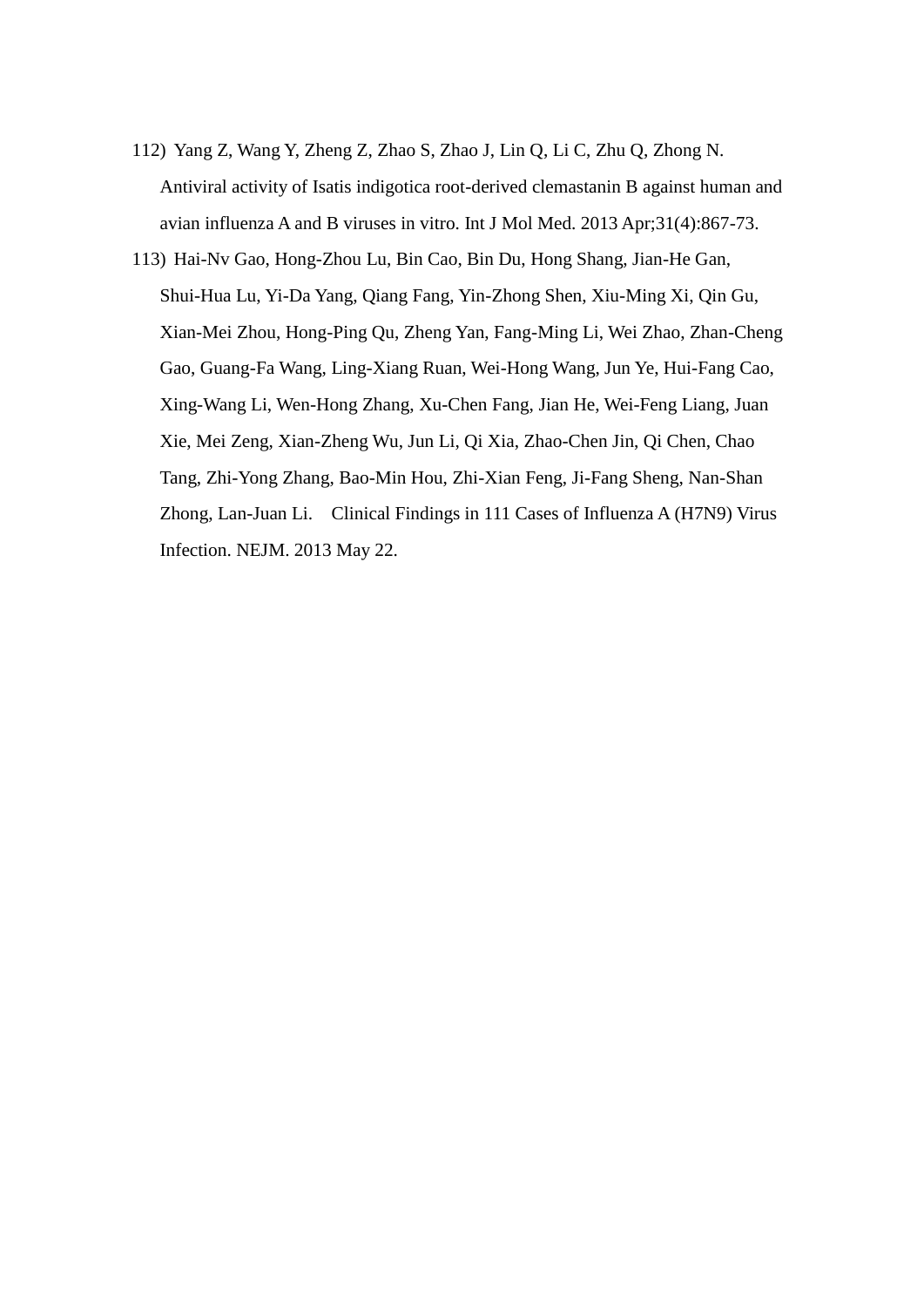112) Yang Z, Wang Y, Zheng Z, Zhao S, Zhao J, Lin Q, Li C, Zhu Q, Zhong N. Antiviral activity of Isatis indigotica root-derived clemastanin B against human and avian influenza A and B viruses in vitro. Int J Mol Med. 2013 Apr;31(4):867-73.

113) Hai-Nv Gao, Hong-Zhou Lu, Bin Cao, Bin Du, Hong Shang, Jian-He Gan, Shui-Hua Lu, Yi-Da Yang, Qiang Fang, Yin-Zhong Shen, Xiu-Ming Xi, Qin Gu, Xian-Mei Zhou, Hong-Ping Qu, Zheng Yan, Fang-Ming Li, Wei Zhao, Zhan-Cheng Gao, Guang-Fa Wang, Ling-Xiang Ruan, Wei-Hong Wang, Jun Ye, Hui-Fang Cao, Xing-Wang Li, Wen-Hong Zhang, Xu-Chen Fang, Jian He, Wei-Feng Liang, Juan Xie, Mei Zeng, Xian-Zheng Wu, Jun Li, Qi Xia, Zhao-Chen Jin, Qi Chen, Chao Tang, Zhi-Yong Zhang, Bao-Min Hou, Zhi-Xian Feng, Ji-Fang Sheng, Nan-Shan Zhong, Lan-Juan Li. Clinical Findings in 111 Cases of Influenza A (H7N9) Virus Infection. NEJM. 2013 May 22.